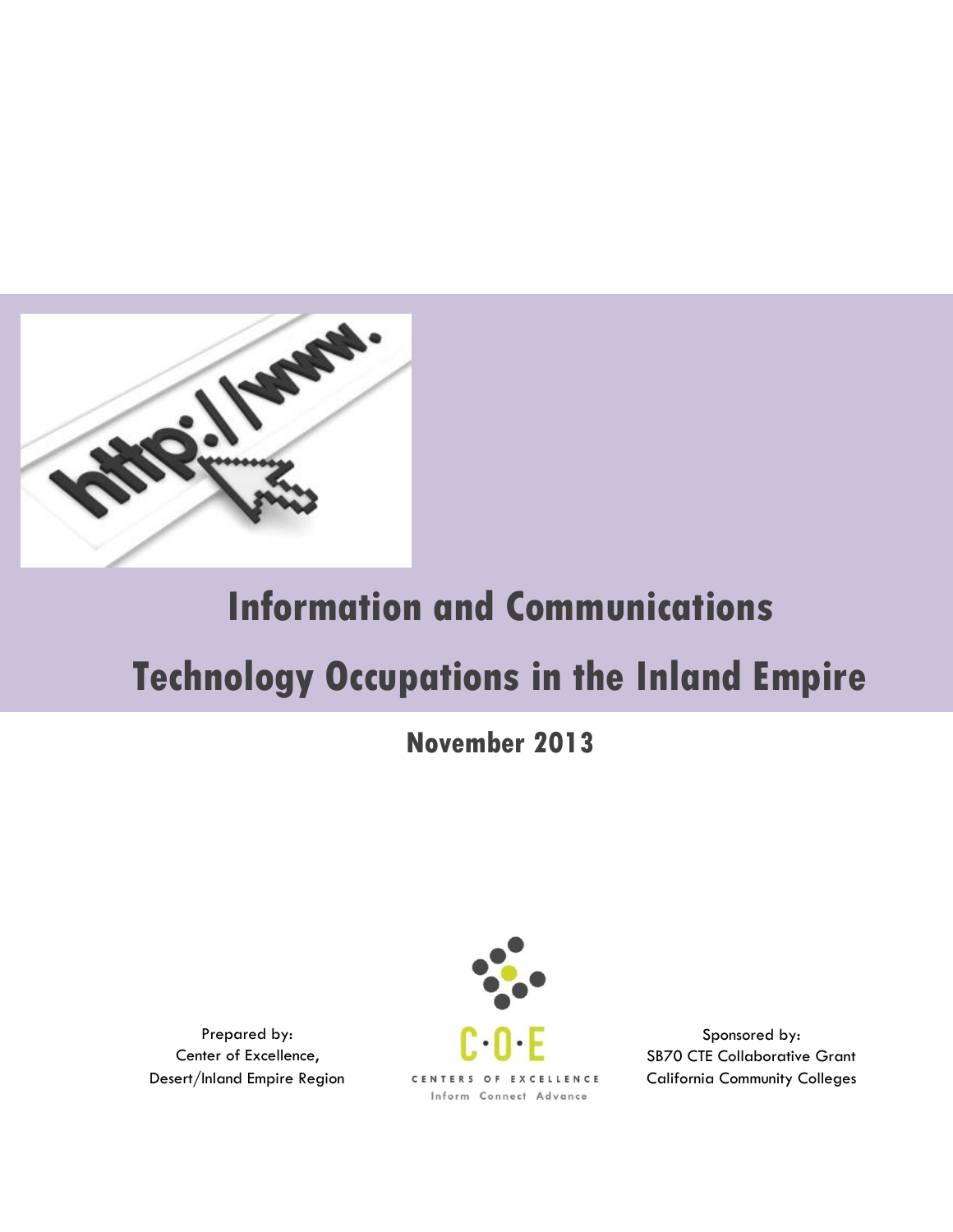# Information and Communications Technology Occupations in the Inland Empire

**November 2013**

Prepared by:
Center of Excellence,
Desert/Inland Empire Region

C·O·E
CENTERS OF EXCELLENCE
Inform Connect Advance

Sponsored by:
SB70 CTE Collaborative Grant
California Community Colleges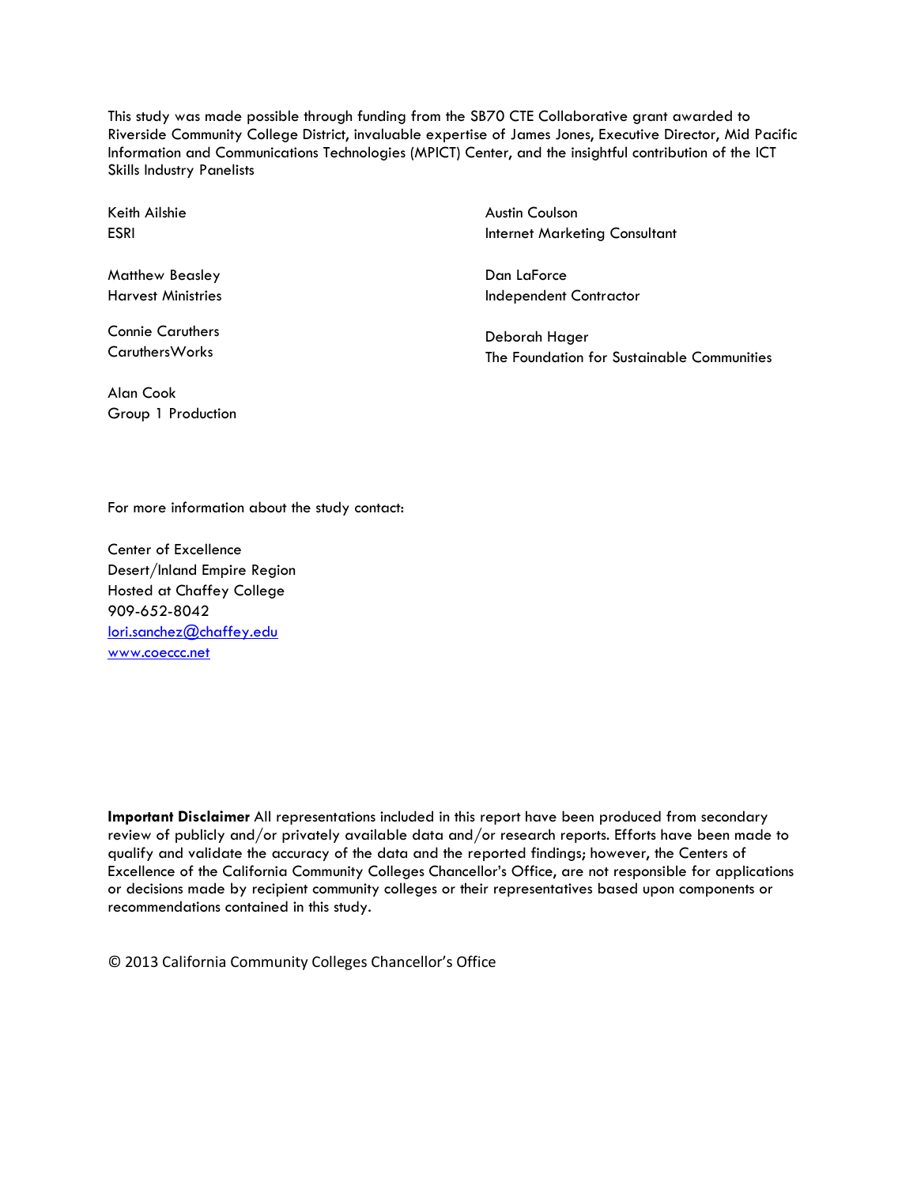This study was made possible through funding from the SB70 CTE Collaborative grant awarded to Riverside Community College District, invaluable expertise of James Jones, Executive Director, Mid Pacific Information and Communications Technologies (MPICT) Center, and the insightful contribution of the ICT Skills Industry Panelists

Keith Ailshie
ESRI

Matthew Beasley
Harvest Ministries

Connie Caruthers
CaruthersWorks

Alan Cook
Group 1 Production

Austin Coulson
Internet Marketing Consultant

Dan LaForce
Independent Contractor

Deborah Hager
The Foundation for Sustainable Communities

For more information about the study contact:

Center of Excellence
Desert/Inland Empire Region
Hosted at Chaffey College
909-652-8042
lori.sanchez@chaffey.edu
www.coeccc.net

**Important Disclaimer** All representations included in this report have been produced from secondary review of publicly and/or privately available data and/or research reports. Efforts have been made to qualify and validate the accuracy of the data and the reported findings; however, the Centers of Excellence of the California Community Colleges Chancellor's Office, are not responsible for applications or decisions made by recipient community colleges or their representatives based upon components or recommendations contained in this study.

© 2013 California Community Colleges Chancellor's Office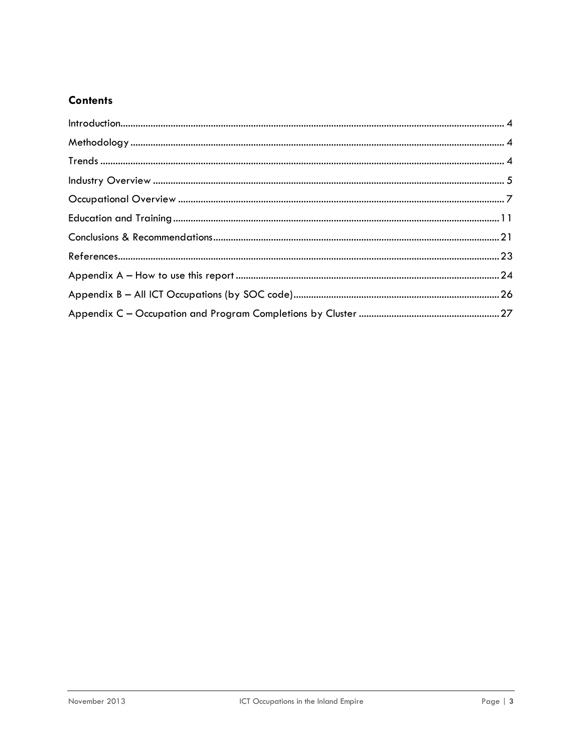## Contents

Introduction ........................................................................................................................................ 4

Methodology ........................................................................................................................................ 4

Trends .................................................................................................................................................. 4

Industry Overview ............................................................................................................................... 5

Occupational Overview ...................................................................................................................... 7

Education and Training ...................................................................................................................... 11

Conclusions & Recommendations ...................................................................................................... 21

References ........................................................................................................................................... 23

Appendix A – How to use this report ................................................................................................. 24

Appendix B – All ICT Occupations (by SOC code) ............................................................................. 26

Appendix C – Occupation and Program Completions by Cluster ..................................................... 27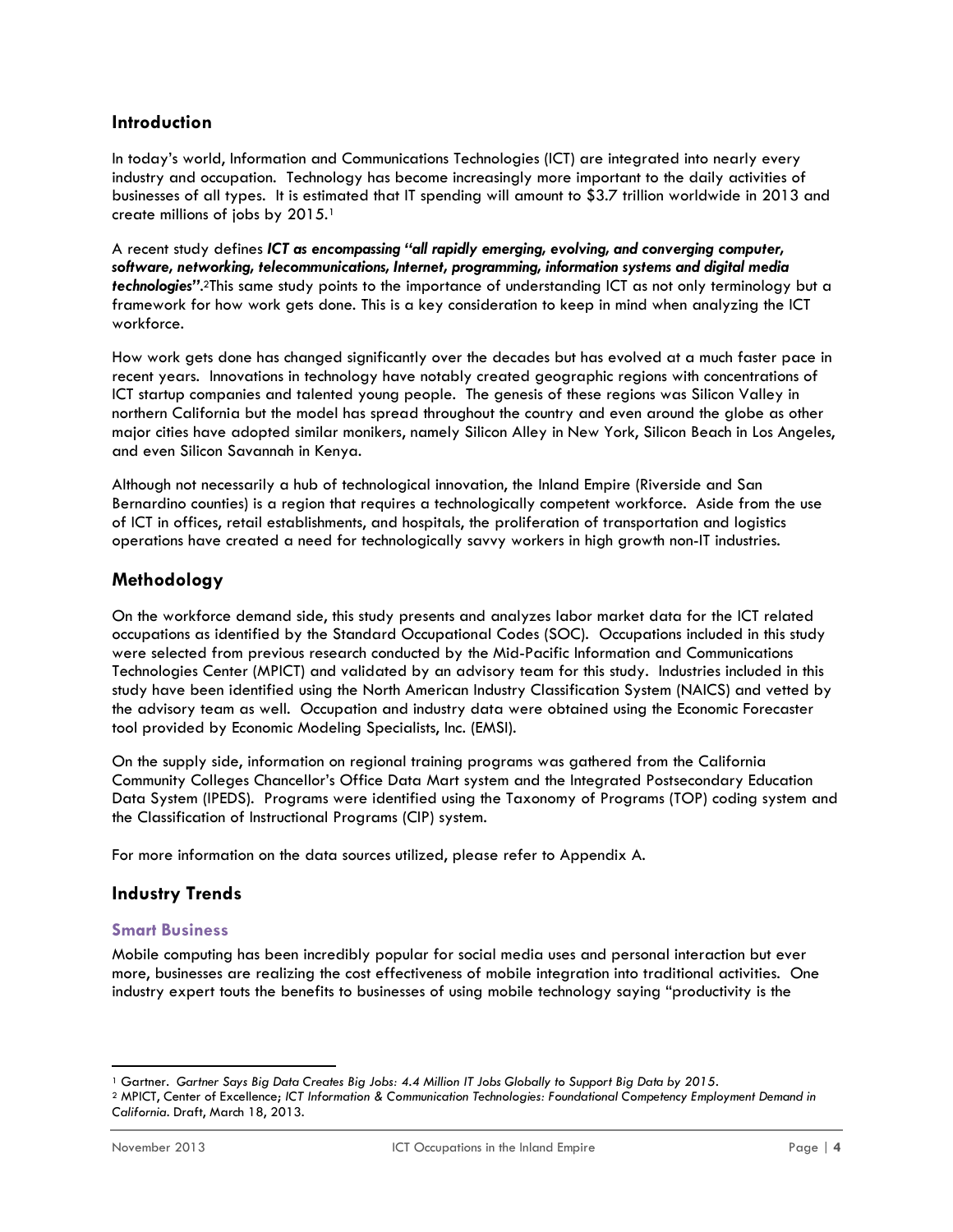## Introduction

In today's world, Information and Communications Technologies (ICT) are integrated into nearly every industry and occupation. Technology has become increasingly more important to the daily activities of businesses of all types. It is estimated that IT spending will amount to $3.7 trillion worldwide in 2013 and create millions of jobs by 2015.[1]

A recent study defines ***ICT as encompassing "all rapidly emerging, evolving, and converging computer, software, networking, telecommunications, Internet, programming, information systems and digital media technologies"***.[2]This same study points to the importance of understanding ICT as not only terminology but a framework for how work gets done. This is a key consideration to keep in mind when analyzing the ICT workforce.

How work gets done has changed significantly over the decades but has evolved at a much faster pace in recent years. Innovations in technology have notably created geographic regions with concentrations of ICT startup companies and talented young people. The genesis of these regions was Silicon Valley in northern California but the model has spread throughout the country and even around the globe as other major cities have adopted similar monikers, namely Silicon Alley in New York, Silicon Beach in Los Angeles, and even Silicon Savannah in Kenya.

Although not necessarily a hub of technological innovation, the Inland Empire (Riverside and San Bernardino counties) is a region that requires a technologically competent workforce. Aside from the use of ICT in offices, retail establishments, and hospitals, the proliferation of transportation and logistics operations have created a need for technologically savvy workers in high growth non-IT industries.

## Methodology

On the workforce demand side, this study presents and analyzes labor market data for the ICT related occupations as identified by the Standard Occupational Codes (SOC). Occupations included in this study were selected from previous research conducted by the Mid-Pacific Information and Communications Technologies Center (MPICT) and validated by an advisory team for this study. Industries included in this study have been identified using the North American Industry Classification System (NAICS) and vetted by the advisory team as well. Occupation and industry data were obtained using the Economic Forecaster tool provided by Economic Modeling Specialists, Inc. (EMSI).

On the supply side, information on regional training programs was gathered from the California Community Colleges Chancellor's Office Data Mart system and the Integrated Postsecondary Education Data System (IPEDS). Programs were identified using the Taxonomy of Programs (TOP) coding system and the Classification of Instructional Programs (CIP) system.

For more information on the data sources utilized, please refer to Appendix A.

## Industry Trends

### Smart Business

Mobile computing has been incredibly popular for social media uses and personal interaction but ever more, businesses are realizing the cost effectiveness of mobile integration into traditional activities. One industry expert touts the benefits to businesses of using mobile technology saying "productivity is the

---

[1] Gartner. *Gartner Says Big Data Creates Big Jobs: 4.4 Million IT Jobs Globally to Support Big Data by 2015*.

[2] MPICT, Center of Excellence; *ICT Information & Communication Technologies: Foundational Competency Employment Demand in California*. Draft, March 18, 2013.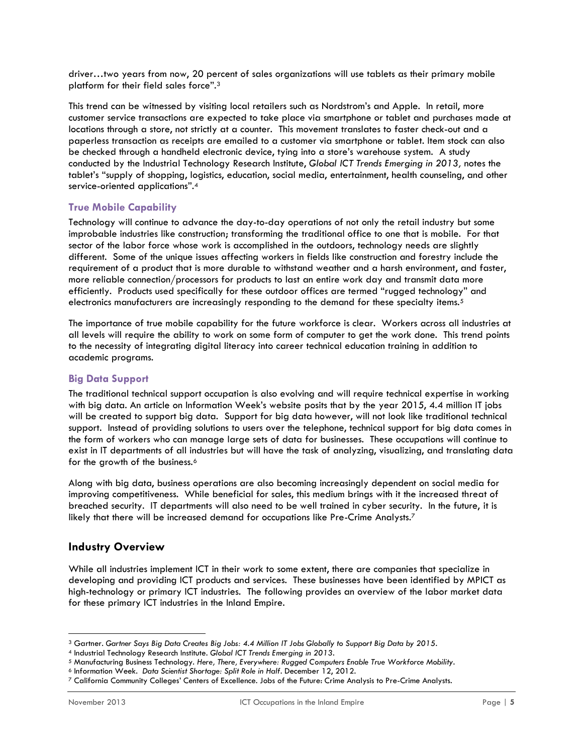driver…two years from now, 20 percent of sales organizations will use tablets as their primary mobile platform for their field sales force".[3]

This trend can be witnessed by visiting local retailers such as Nordstrom's and Apple. In retail, more customer service transactions are expected to take place via smartphone or tablet and purchases made at locations through a store, not strictly at a counter. This movement translates to faster check-out and a paperless transaction as receipts are emailed to a customer via smartphone or tablet. Item stock can also be checked through a handheld electronic device, tying into a store's warehouse system. A study conducted by the Industrial Technology Research Institute, *Global ICT Trends Emerging in 2013,* notes the tablet's "supply of shopping, logistics, education, social media, entertainment, health counseling, and other service-oriented applications".[4]

### True Mobile Capability

Technology will continue to advance the day-to-day operations of not only the retail industry but some improbable industries like construction; transforming the traditional office to one that is mobile. For that sector of the labor force whose work is accomplished in the outdoors, technology needs are slightly different. Some of the unique issues affecting workers in fields like construction and forestry include the requirement of a product that is more durable to withstand weather and a harsh environment, and faster, more reliable connection/processors for products to last an entire work day and transmit data more efficiently. Products used specifically for these outdoor offices are termed "rugged technology" and electronics manufacturers are increasingly responding to the demand for these specialty items.[5]

The importance of true mobile capability for the future workforce is clear. Workers across all industries at all levels will require the ability to work on some form of computer to get the work done. This trend points to the necessity of integrating digital literacy into career technical education training in addition to academic programs.

### Big Data Support

The traditional technical support occupation is also evolving and will require technical expertise in working with big data. An article on Information Week's website posits that by the year 2015, 4.4 million IT jobs will be created to support big data. Support for big data however, will not look like traditional technical support. Instead of providing solutions to users over the telephone, technical support for big data comes in the form of workers who can manage large sets of data for businesses. These occupations will continue to exist in IT departments of all industries but will have the task of analyzing, visualizing, and translating data for the growth of the business.[6]

Along with big data, business operations are also becoming increasingly dependent on social media for improving competitiveness. While beneficial for sales, this medium brings with it the increased threat of breached security. IT departments will also need to be well trained in cyber security. In the future, it is likely that there will be increased demand for occupations like Pre-Crime Analysts.[7]

## Industry Overview

While all industries implement ICT in their work to some extent, there are companies that specialize in developing and providing ICT products and services. These businesses have been identified by MPICT as high-technology or primary ICT industries. The following provides an overview of the labor market data for these primary ICT industries in the Inland Empire.

---

[3] Gartner. *Gartner Says Big Data Creates Big Jobs: 4.4 Million IT Jobs Globally to Support Big Data by 2015.*
[4] Industrial Technology Research Institute. *Global ICT Trends Emerging in 2013.*
[5] Manufacturing Business Technology. *Here, There, Everywhere: Rugged Computers Enable True Workforce Mobility.*
[6] Information Week. *Data Scientist Shortage: Split Role in Half.* December 12, 2012.
[7] California Community Colleges' Centers of Excellence. Jobs of the Future: Crime Analysis to Pre-Crime Analysts.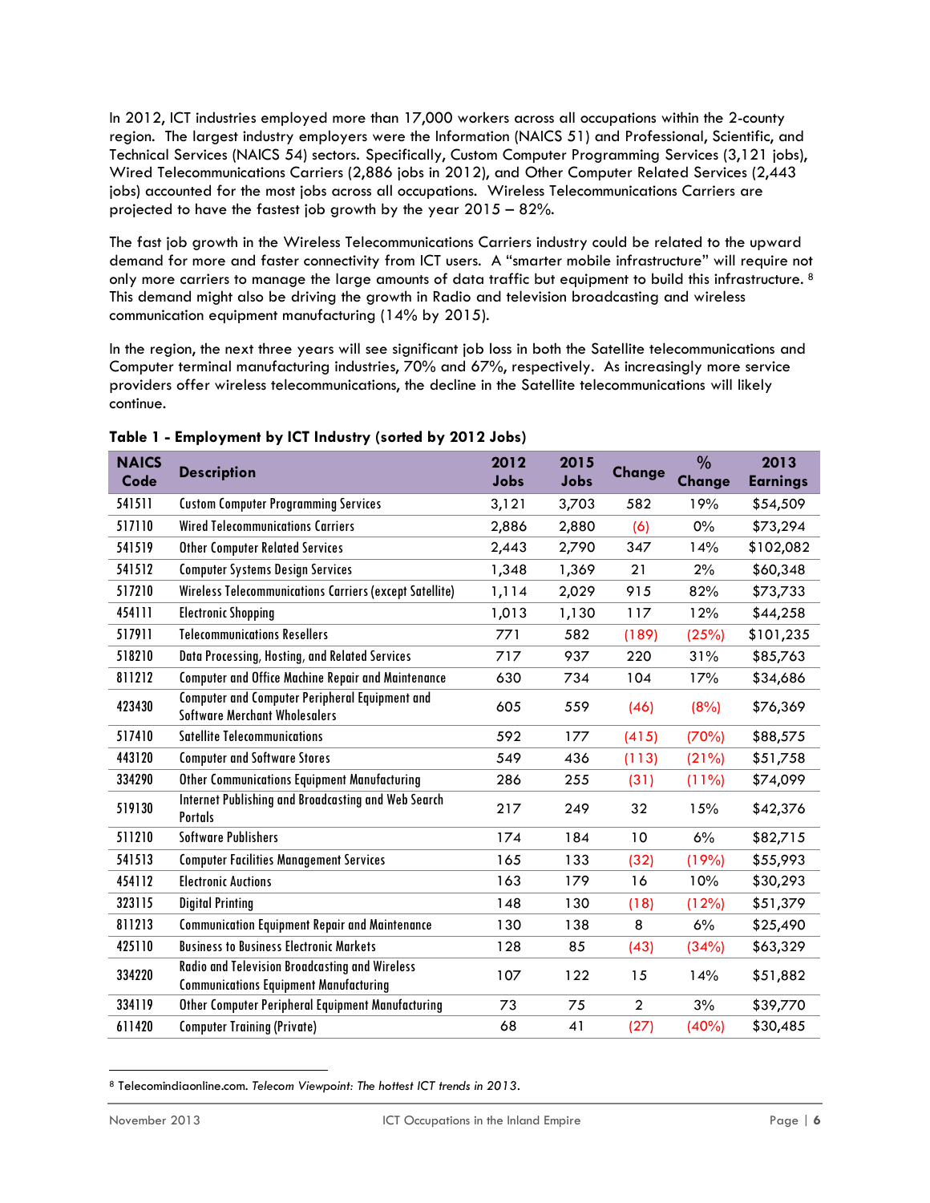In 2012, ICT industries employed more than 17,000 workers across all occupations within the 2-county region. The largest industry employers were the Information (NAICS 51) and Professional, Scientific, and Technical Services (NAICS 54) sectors. Specifically, Custom Computer Programming Services (3,121 jobs), Wired Telecommunications Carriers (2,886 jobs in 2012), and Other Computer Related Services (2,443 jobs) accounted for the most jobs across all occupations. Wireless Telecommunications Carriers are projected to have the fastest job growth by the year 2015 – 82%.

The fast job growth in the Wireless Telecommunications Carriers industry could be related to the upward demand for more and faster connectivity from ICT users. A "smarter mobile infrastructure" will require not only more carriers to manage the large amounts of data traffic but equipment to build this infrastructure.[8] This demand might also be driving the growth in Radio and television broadcasting and wireless communication equipment manufacturing (14% by 2015).

In the region, the next three years will see significant job loss in both the Satellite telecommunications and Computer terminal manufacturing industries, 70% and 67%, respectively. As increasingly more service providers offer wireless telecommunications, the decline in the Satellite telecommunications will likely continue.

**Table 1 - Employment by ICT Industry (sorted by 2012 Jobs)**

| NAICS Code | Description | 2012 Jobs | 2015 Jobs | Change | % Change | 2013 Earnings |
|---|---|---|---|---|---|---|
| 541511 | Custom Computer Programming Services | 3,121 | 3,703 | 582 | 19% | $54,509 |
| 517110 | Wired Telecommunications Carriers | 2,886 | 2,880 | (6) | 0% | $73,294 |
| 541519 | Other Computer Related Services | 2,443 | 2,790 | 347 | 14% | $102,082 |
| 541512 | Computer Systems Design Services | 1,348 | 1,369 | 21 | 2% | $60,348 |
| 517210 | Wireless Telecommunications Carriers (except Satellite) | 1,114 | 2,029 | 915 | 82% | $73,733 |
| 454111 | Electronic Shopping | 1,013 | 1,130 | 117 | 12% | $44,258 |
| 517911 | Telecommunications Resellers | 771 | 582 | (189) | (25%) | $101,235 |
| 518210 | Data Processing, Hosting, and Related Services | 717 | 937 | 220 | 31% | $85,763 |
| 811212 | Computer and Office Machine Repair and Maintenance | 630 | 734 | 104 | 17% | $34,686 |
| 423430 | Computer and Computer Peripheral Equipment and Software Merchant Wholesalers | 605 | 559 | (46) | (8%) | $76,369 |
| 517410 | Satellite Telecommunications | 592 | 177 | (415) | (70%) | $88,575 |
| 443120 | Computer and Software Stores | 549 | 436 | (113) | (21%) | $51,758 |
| 334290 | Other Communications Equipment Manufacturing | 286 | 255 | (31) | (11%) | $74,099 |
| 519130 | Internet Publishing and Broadcasting and Web Search Portals | 217 | 249 | 32 | 15% | $42,376 |
| 511210 | Software Publishers | 174 | 184 | 10 | 6% | $82,715 |
| 541513 | Computer Facilities Management Services | 165 | 133 | (32) | (19%) | $55,993 |
| 454112 | Electronic Auctions | 163 | 179 | 16 | 10% | $30,293 |
| 323115 | Digital Printing | 148 | 130 | (18) | (12%) | $51,379 |
| 811213 | Communication Equipment Repair and Maintenance | 130 | 138 | 8 | 6% | $25,490 |
| 425110 | Business to Business Electronic Markets | 128 | 85 | (43) | (34%) | $63,329 |
| 334220 | Radio and Television Broadcasting and Wireless Communications Equipment Manufacturing | 107 | 122 | 15 | 14% | $51,882 |
| 334119 | Other Computer Peripheral Equipment Manufacturing | 73 | 75 | 2 | 3% | $39,770 |
| 611420 | Computer Training (Private) | 68 | 41 | (27) | (40%) | $30,485 |

[8] Telecomindiaonline.com. *Telecom Viewpoint: The hottest ICT trends in 2013*.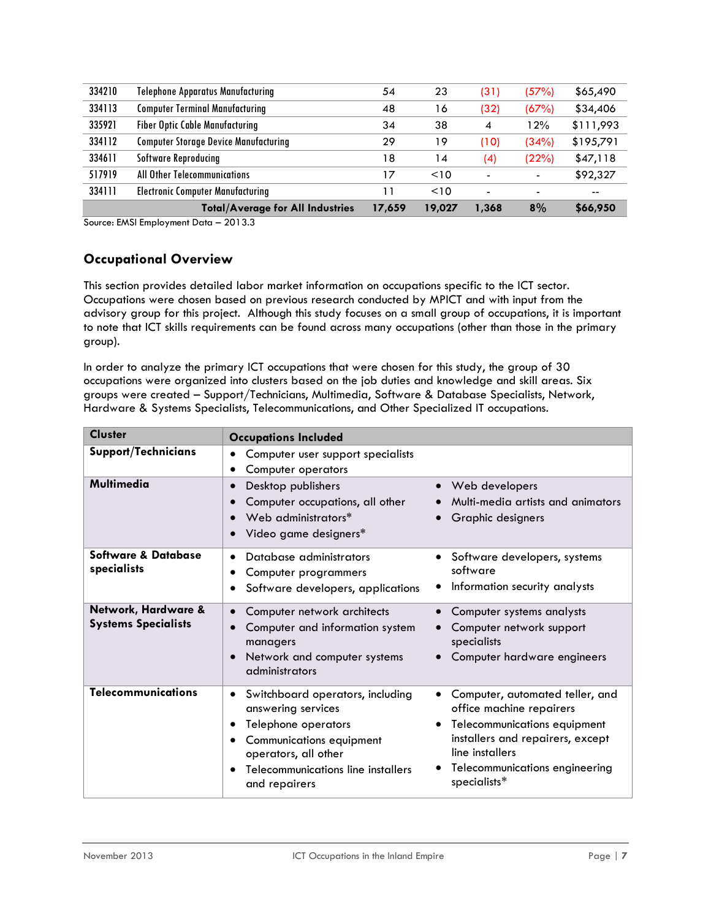| | | | | | | |
|---|---|---|---|---|---|---|
| 334210 | Telephone Apparatus Manufacturing | 54 | 23 | (31) | (57%) | $65,490 |
| 334113 | Computer Terminal Manufacturing | 48 | 16 | (32) | (67%) | $34,406 |
| 335921 | Fiber Optic Cable Manufacturing | 34 | 38 | 4 | 12% | $111,993 |
| 334112 | Computer Storage Device Manufacturing | 29 | 19 | (10) | (34%) | $195,791 |
| 334611 | Software Reproducing | 18 | 14 | (4) | (22%) | $47,118 |
| 517919 | All Other Telecommunications | 17 | <10 | - | - | $92,327 |
| 334111 | Electronic Computer Manufacturing | 11 | <10 | - | - | -- |
| | **Total/Average for All Industries** | **17,659** | **19,027** | **1,368** | **8%** | **$66,950** |

Source: EMSI Employment Data – 2013.3

## Occupational Overview

This section provides detailed labor market information on occupations specific to the ICT sector. Occupations were chosen based on previous research conducted by MPICT and with input from the advisory group for this project. Although this study focuses on a small group of occupations, it is important to note that ICT skills requirements can be found across many occupations (other than those in the primary group).

In order to analyze the primary ICT occupations that were chosen for this study, the group of 30 occupations were organized into clusters based on the job duties and knowledge and skill areas. Six groups were created – Support/Technicians, Multimedia, Software & Database Specialists, Network, Hardware & Systems Specialists, Telecommunications, and Other Specialized IT occupations.

| Cluster | Occupations Included | |
|---|---|---|
| **Support/Technicians** | • Computer user support specialists<br>• Computer operators | |
| **Multimedia** | • Desktop publishers<br>• Computer occupations, all other<br>• Web administrators*<br>• Video game designers* | • Web developers<br>• Multi-media artists and animators<br>• Graphic designers |
| **Software & Database specialists** | • Database administrators<br>• Computer programmers<br>• Software developers, applications | • Software developers, systems software<br>• Information security analysts |
| **Network, Hardware & Systems Specialists** | • Computer network architects<br>• Computer and information system managers<br>• Network and computer systems administrators | • Computer systems analysts<br>• Computer network support specialists<br>• Computer hardware engineers |
| **Telecommunications** | • Switchboard operators, including answering services<br>• Telephone operators<br>• Communications equipment operators, all other<br>• Telecommunications line installers and repairers | • Computer, automated teller, and office machine repairers<br>• Telecommunications equipment installers and repairers, except line installers<br>• Telecommunications engineering specialists* |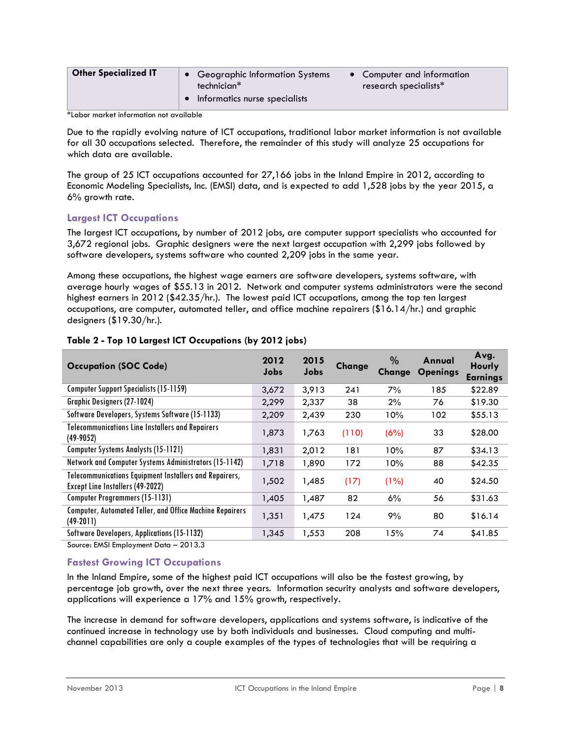| Other Specialized IT | • Geographic Information Systems technician*<br>• Informatics nurse specialists | • Computer and information research specialists* |
|---|---|---|

*Labor market information not available

Due to the rapidly evolving nature of ICT occupations, traditional labor market information is not available for all 30 occupations selected. Therefore, the remainder of this study will analyze 25 occupations for which data are available.

The group of 25 ICT occupations accounted for 27,166 jobs in the Inland Empire in 2012, according to Economic Modeling Specialists, Inc. (EMSI) data, and is expected to add 1,528 jobs by the year 2015, a 6% growth rate.

### Largest ICT Occupations

The largest ICT occupations, by number of 2012 jobs, are computer support specialists who accounted for 3,672 regional jobs. Graphic designers were the next largest occupation with 2,299 jobs followed by software developers, systems software who counted 2,209 jobs in the same year.

Among these occupations, the highest wage earners are software developers, systems software, with average hourly wages of $55.13 in 2012. Network and computer systems administrators were the second highest earners in 2012 ($42.35/hr.). The lowest paid ICT occupations, among the top ten largest occupations, are computer, automated teller, and office machine repairers ($16.14/hr.) and graphic designers ($19.30/hr.).

**Table 2 - Top 10 Largest ICT Occupations (by 2012 jobs)**

| Occupation (SOC Code) | 2012 Jobs | 2015 Jobs | Change | % Change | Annual Openings | Avg. Hourly Earnings |
|---|---|---|---|---|---|---|
| Computer Support Specialists (15-1159) | 3,672 | 3,913 | 241 | 7% | 185 | $22.89 |
| Graphic Designers (27-1024) | 2,299 | 2,337 | 38 | 2% | 76 | $19.30 |
| Software Developers, Systems Software (15-1133) | 2,209 | 2,439 | 230 | 10% | 102 | $55.13 |
| Telecommunications Line Installers and Repairers (49-9052) | 1,873 | 1,763 | (110) | (6%) | 33 | $28.00 |
| Computer Systems Analysts (15-1121) | 1,831 | 2,012 | 181 | 10% | 87 | $34.13 |
| Network and Computer Systems Administrators (15-1142) | 1,718 | 1,890 | 172 | 10% | 88 | $42.35 |
| Telecommunications Equipment Installers and Repairers, Except Line Installers (49-2022) | 1,502 | 1,485 | (17) | (1%) | 40 | $24.50 |
| Computer Programmers (15-1131) | 1,405 | 1,487 | 82 | 6% | 56 | $31.63 |
| Computer, Automated Teller, and Office Machine Repairers (49-2011) | 1,351 | 1,475 | 124 | 9% | 80 | $16.14 |
| Software Developers, Applications (15-1132) | 1,345 | 1,553 | 208 | 15% | 74 | $41.85 |

Source: EMSI Employment Data – 2013.3

### Fastest Growing ICT Occupations

In the Inland Empire, some of the highest paid ICT occupations will also be the fastest growing, by percentage job growth, over the next three years. Information security analysts and software developers, applications will experience a 17% and 15% growth, respectively.

The increase in demand for software developers, applications and systems software, is indicative of the continued increase in technology use by both individuals and businesses. Cloud computing and multi-channel capabilities are only a couple examples of the types of technologies that will be requiring a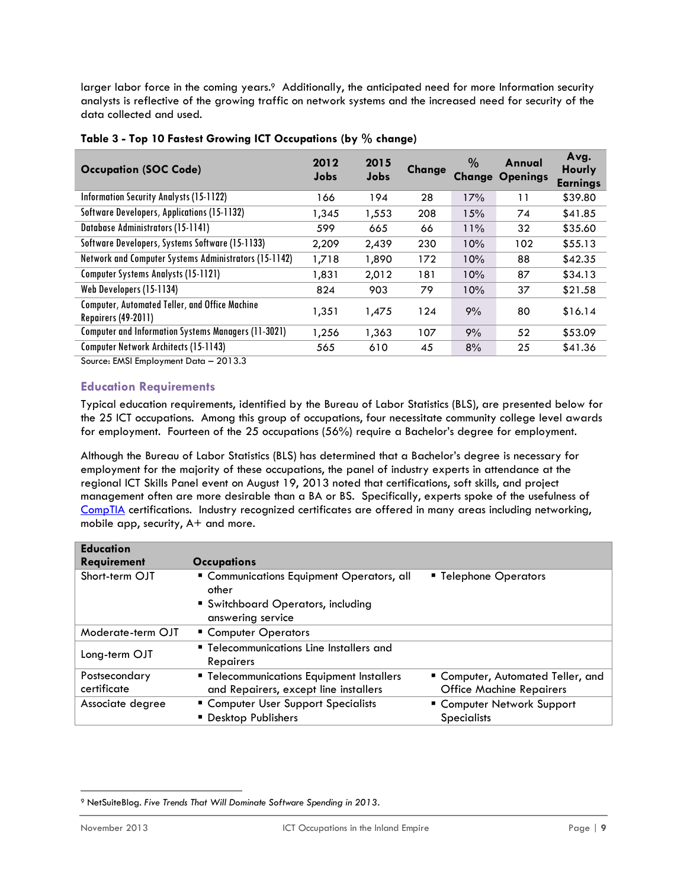larger labor force in the coming years.[9] Additionally, the anticipated need for more Information security analysts is reflective of the growing traffic on network systems and the increased need for security of the data collected and used.

**Table 3 - Top 10 Fastest Growing ICT Occupations (by % change)**

| Occupation (SOC Code) | 2012 Jobs | 2015 Jobs | Change | % Change | Annual Openings | Avg. Hourly Earnings |
|---|---|---|---|---|---|---|
| Information Security Analysts (15-1122) | 166 | 194 | 28 | 17% | 11 | $39.80 |
| Software Developers, Applications (15-1132) | 1,345 | 1,553 | 208 | 15% | 74 | $41.85 |
| Database Administrators (15-1141) | 599 | 665 | 66 | 11% | 32 | $35.60 |
| Software Developers, Systems Software (15-1133) | 2,209 | 2,439 | 230 | 10% | 102 | $55.13 |
| Network and Computer Systems Administrators (15-1142) | 1,718 | 1,890 | 172 | 10% | 88 | $42.35 |
| Computer Systems Analysts (15-1121) | 1,831 | 2,012 | 181 | 10% | 87 | $34.13 |
| Web Developers (15-1134) | 824 | 903 | 79 | 10% | 37 | $21.58 |
| Computer, Automated Teller, and Office Machine Repairers (49-2011) | 1,351 | 1,475 | 124 | 9% | 80 | $16.14 |
| Computer and Information Systems Managers (11-3021) | 1,256 | 1,363 | 107 | 9% | 52 | $53.09 |
| Computer Network Architects (15-1143) | 565 | 610 | 45 | 8% | 25 | $41.36 |

Source: EMSI Employment Data – 2013.3

## Education Requirements

Typical education requirements, identified by the Bureau of Labor Statistics (BLS), are presented below for the 25 ICT occupations. Among this group of occupations, four necessitate community college level awards for employment. Fourteen of the 25 occupations (56%) require a Bachelor's degree for employment.

Although the Bureau of Labor Statistics (BLS) has determined that a Bachelor's degree is necessary for employment for the majority of these occupations, the panel of industry experts in attendance at the regional ICT Skills Panel event on August 19, 2013 noted that certifications, soft skills, and project management often are more desirable than a BA or BS. Specifically, experts spoke of the usefulness of CompTIA certifications. Industry recognized certificates are offered in many areas including networking, mobile app, security, A+ and more.

| Education Requirement | Occupations | |
|---|---|---|
| Short-term OJT | ▪ Communications Equipment Operators, all other<br>▪ Switchboard Operators, including answering service | ▪ Telephone Operators |
| Moderate-term OJT | ▪ Computer Operators | |
| Long-term OJT | ▪ Telecommunications Line Installers and Repairers | |
| Postsecondary certificate | ▪ Telecommunications Equipment Installers and Repairers, except line installers | ▪ Computer, Automated Teller, and Office Machine Repairers |
| Associate degree | ▪ Computer User Support Specialists<br>▪ Desktop Publishers | ▪ Computer Network Support Specialists |

[9] NetSuiteBlog. *Five Trends That Will Dominate Software Spending in 2013*.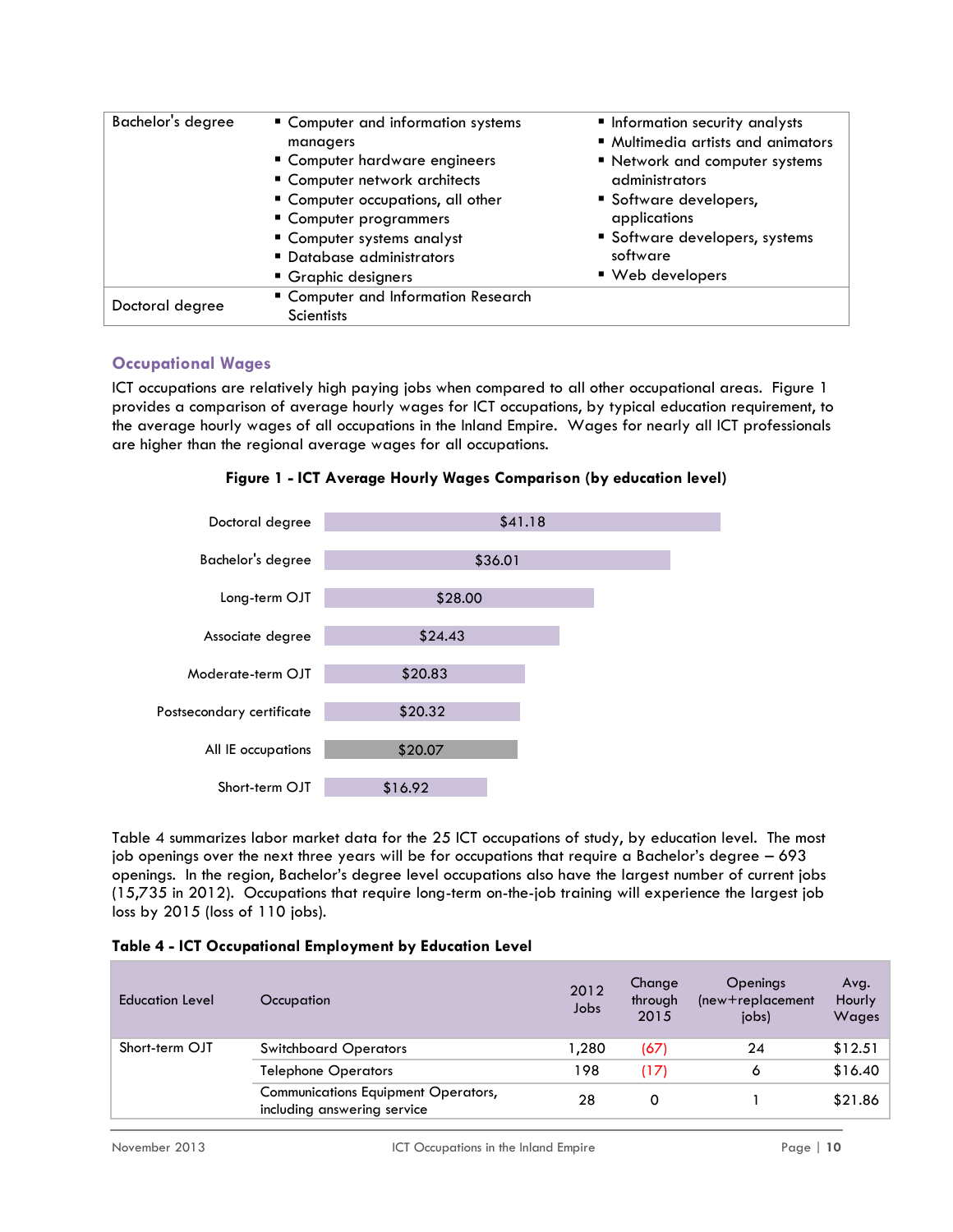| | | |
|---|---|---|
| Bachelor's degree | ▪ Computer and information systems managers<br>▪ Computer hardware engineers<br>▪ Computer network architects<br>▪ Computer occupations, all other<br>▪ Computer programmers<br>▪ Computer systems analyst<br>▪ Database administrators<br>▪ Graphic designers | ▪ Information security analysts<br>▪ Multimedia artists and animators<br>▪ Network and computer systems administrators<br>▪ Software developers, applications<br>▪ Software developers, systems software<br>▪ Web developers |
| Doctoral degree | ▪ Computer and Information Research Scientists | |

## Occupational Wages

ICT occupations are relatively high paying jobs when compared to all other occupational areas. Figure 1 provides a comparison of average hourly wages for ICT occupations, by typical education requirement, to the average hourly wages of all occupations in the Inland Empire. Wages for nearly all ICT professionals are higher than the regional average wages for all occupations.

**Figure 1 - ICT Average Hourly Wages Comparison (by education level)**

| Education Level | Average Hourly Wage |
|---|---|
| Doctoral degree | $41.18 |
| Bachelor's degree | $36.01 |
| Long-term OJT | $28.00 |
| Associate degree | $24.43 |
| Moderate-term OJT | $20.83 |
| Postsecondary certificate | $20.32 |
| All IE occupations | $20.07 |
| Short-term OJT | $16.92 |

Table 4 summarizes labor market data for the 25 ICT occupations of study, by education level. The most job openings over the next three years will be for occupations that require a Bachelor's degree – 693 openings. In the region, Bachelor's degree level occupations also have the largest number of current jobs (15,735 in 2012). Occupations that require long-term on-the-job training will experience the largest job loss by 2015 (loss of 110 jobs).

**Table 4 - ICT Occupational Employment by Education Level**

| Education Level | Occupation | 2012 Jobs | Change through 2015 | Openings (new+replacement jobs) | Avg. Hourly Wages |
|---|---|---|---|---|---|
| Short-term OJT | Switchboard Operators | 1,280 | (67) | 24 | $12.51 |
| | Telephone Operators | 198 | (17) | 6 | $16.40 |
| | Communications Equipment Operators, including answering service | 28 | 0 | 1 | $21.86 |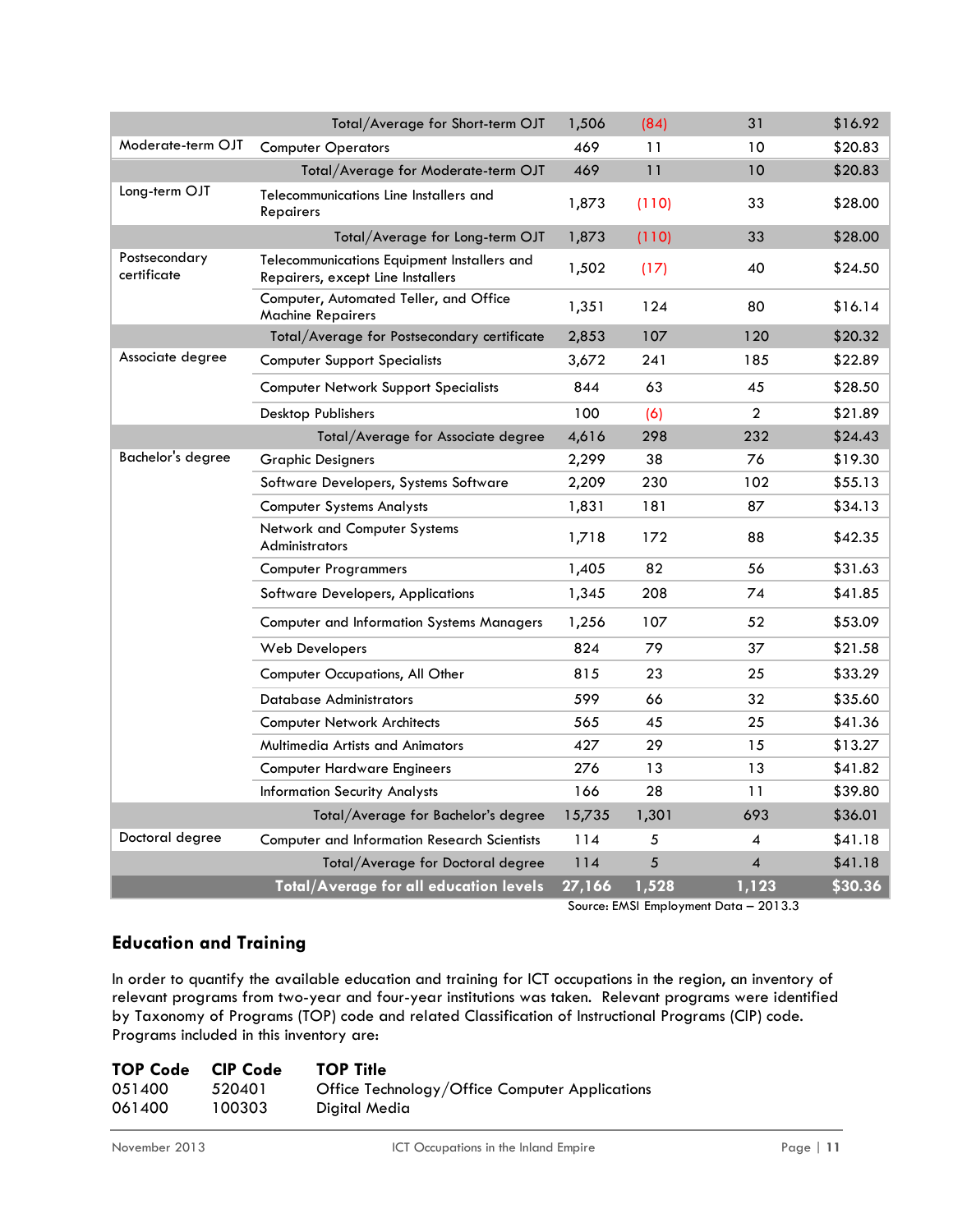| | | | | | |
|---|---|---|---|---|---|
| | Total/Average for Short-term OJT | 1,506 | (84) | 31 | $16.92 |
| Moderate-term OJT | Computer Operators | 469 | 11 | 10 | $20.83 |
| | Total/Average for Moderate-term OJT | 469 | 11 | 10 | $20.83 |
| Long-term OJT | Telecommunications Line Installers and Repairers | 1,873 | (110) | 33 | $28.00 |
| | Total/Average for Long-term OJT | 1,873 | (110) | 33 | $28.00 |
| Postsecondary certificate | Telecommunications Equipment Installers and Repairers, except Line Installers | 1,502 | (17) | 40 | $24.50 |
| | Computer, Automated Teller, and Office Machine Repairers | 1,351 | 124 | 80 | $16.14 |
| | Total/Average for Postsecondary certificate | 2,853 | 107 | 120 | $20.32 |
| Associate degree | Computer Support Specialists | 3,672 | 241 | 185 | $22.89 |
| | Computer Network Support Specialists | 844 | 63 | 45 | $28.50 |
| | Desktop Publishers | 100 | (6) | 2 | $21.89 |
| | Total/Average for Associate degree | 4,616 | 298 | 232 | $24.43 |
| Bachelor's degree | Graphic Designers | 2,299 | 38 | 76 | $19.30 |
| | Software Developers, Systems Software | 2,209 | 230 | 102 | $55.13 |
| | Computer Systems Analysts | 1,831 | 181 | 87 | $34.13 |
| | Network and Computer Systems Administrators | 1,718 | 172 | 88 | $42.35 |
| | Computer Programmers | 1,405 | 82 | 56 | $31.63 |
| | Software Developers, Applications | 1,345 | 208 | 74 | $41.85 |
| | Computer and Information Systems Managers | 1,256 | 107 | 52 | $53.09 |
| | Web Developers | 824 | 79 | 37 | $21.58 |
| | Computer Occupations, All Other | 815 | 23 | 25 | $33.29 |
| | Database Administrators | 599 | 66 | 32 | $35.60 |
| | Computer Network Architects | 565 | 45 | 25 | $41.36 |
| | Multimedia Artists and Animators | 427 | 29 | 15 | $13.27 |
| | Computer Hardware Engineers | 276 | 13 | 13 | $41.82 |
| | Information Security Analysts | 166 | 28 | 11 | $39.80 |
| | Total/Average for Bachelor's degree | 15,735 | 1,301 | 693 | $36.01 |
| Doctoral degree | Computer and Information Research Scientists | 114 | 5 | 4 | $41.18 |
| | Total/Average for Doctoral degree | 114 | 5 | 4 | $41.18 |
| | **Total/Average for all education levels** | **27,166** | **1,528** | **1,123** | **$30.36** |

Source: EMSI Employment Data – 2013.3

## Education and Training

In order to quantify the available education and training for ICT occupations in the region, an inventory of relevant programs from two-year and four-year institutions was taken. Relevant programs were identified by Taxonomy of Programs (TOP) code and related Classification of Instructional Programs (CIP) code. Programs included in this inventory are:

| TOP Code | CIP Code | TOP Title |
|---|---|---|
| 051400 | 520401 | Office Technology/Office Computer Applications |
| 061400 | 100303 | Digital Media |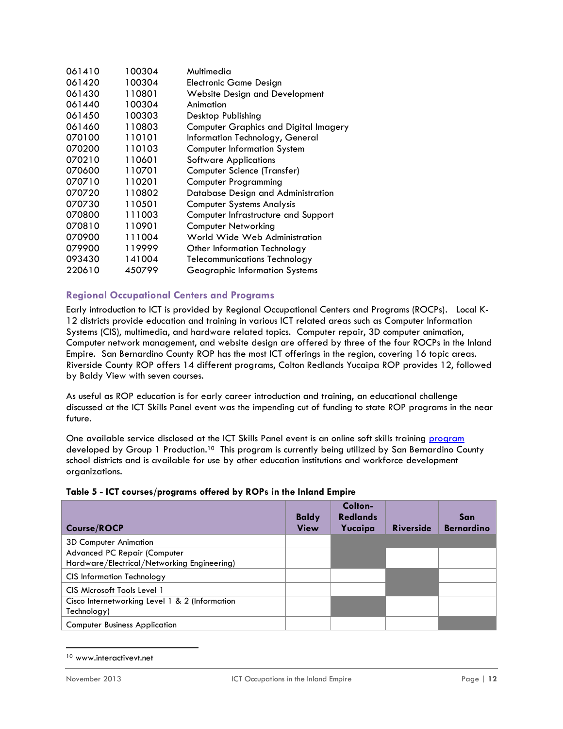| | | |
|---|---|---|
| 061410 | 100304 | Multimedia |
| 061420 | 100304 | Electronic Game Design |
| 061430 | 110801 | Website Design and Development |
| 061440 | 100304 | Animation |
| 061450 | 100303 | Desktop Publishing |
| 061460 | 110803 | Computer Graphics and Digital Imagery |
| 070100 | 110101 | Information Technology, General |
| 070200 | 110103 | Computer Information System |
| 070210 | 110601 | Software Applications |
| 070600 | 110701 | Computer Science (Transfer) |
| 070710 | 110201 | Computer Programming |
| 070720 | 110802 | Database Design and Administration |
| 070730 | 110501 | Computer Systems Analysis |
| 070800 | 111003 | Computer Infrastructure and Support |
| 070810 | 110901 | Computer Networking |
| 070900 | 111004 | World Wide Web Administration |
| 079900 | 119999 | Other Information Technology |
| 093430 | 141004 | Telecommunications Technology |
| 220610 | 450799 | Geographic Information Systems |

### Regional Occupational Centers and Programs

Early introduction to ICT is provided by Regional Occupational Centers and Programs (ROCPs). Local K-12 districts provide education and training in various ICT related areas such as Computer Information Systems (CIS), multimedia, and hardware related topics. Computer repair, 3D computer animation, Computer network management, and website design are offered by three of the four ROCPs in the Inland Empire. San Bernardino County ROP has the most ICT offerings in the region, covering 16 topic areas. Riverside County ROP offers 14 different programs, Colton Redlands Yucaipa ROP provides 12, followed by Baldy View with seven courses.

As useful as ROP education is for early career introduction and training, an educational challenge discussed at the ICT Skills Panel event was the impending cut of funding to state ROP programs in the near future.

One available service disclosed at the ICT Skills Panel event is an online soft skills training program developed by Group 1 Production.[10] This program is currently being utilized by San Bernardino County school districts and is available for use by other education institutions and workforce development organizations.

**Table 5 - ICT courses/programs offered by ROPs in the Inland Empire**

| Course/ROCP | Baldy View | Colton-Redlands Yucaipa | Riverside | San Bernardino |
|---|---|---|---|---|
| 3D Computer Animation | | ■ | ■ | ■ |
| Advanced PC Repair (Computer Hardware/Electrical/Networking Engineering) | | ■ | | |
| CIS Information Technology | | | ■ | |
| CIS Microsoft Tools Level 1 | | | ■ | |
| Cisco Internetworking Level 1 & 2 (Information Technology) | | ■ | | |
| Computer Business Application | | | | ■ |

[10] www.interactivevt.net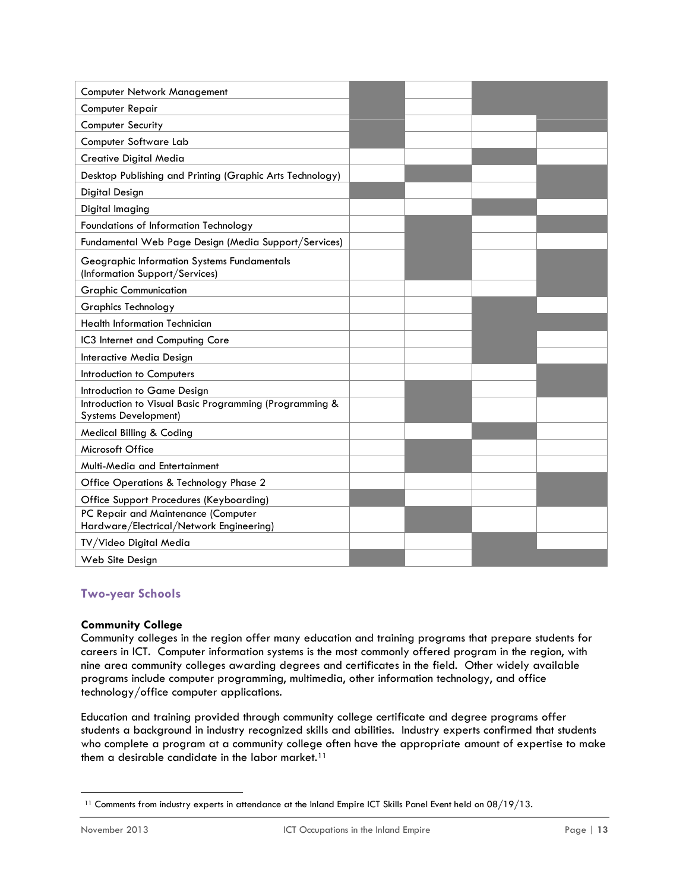| | | | | |
|---|---|---|---|---|
| Computer Network Management | ■ | | ■ | ■ |
| Computer Repair | ■ | | ■ | ■ |
| Computer Security | ■ | | | ■ |
| Computer Software Lab | ■ | | | |
| Creative Digital Media | | | ■ | |
| Desktop Publishing and Printing (Graphic Arts Technology) | | ■ | | ■ |
| Digital Design | ■ | | | ■ |
| Digital Imaging | | | ■ | |
| Foundations of Information Technology | | ■ | | ■ |
| Fundamental Web Page Design (Media Support/Services) | | ■ | | |
| Geographic Information Systems Fundamentals (Information Support/Services) | | ■ | | ■ |
| Graphic Communication | | | | ■ |
| Graphics Technology | | | ■ | |
| Health Information Technician | | | ■ | ■ |
| IC3 Internet and Computing Core | | | ■ | |
| Interactive Media Design | | | ■ | |
| Introduction to Computers | | | | ■ |
| Introduction to Game Design | | ■ | | ■ |
| Introduction to Visual Basic Programming (Programming & Systems Development) | | ■ | | |
| Medical Billing & Coding | | | ■ | |
| Microsoft Office | | ■ | | |
| Multi-Media and Entertainment | | ■ | | |
| Office Operations & Technology Phase 2 | | | | ■ |
| Office Support Procedures (Keyboarding) | ■ | | | ■ |
| PC Repair and Maintenance (Computer Hardware/Electrical/Network Engineering) | | ■ | | |
| TV/Video Digital Media | | | ■ | |
| Web Site Design | ■ | | ■ | ■ |

## Two-year Schools

**Community College**

Community colleges in the region offer many education and training programs that prepare students for careers in ICT. Computer information systems is the most commonly offered program in the region, with nine area community colleges awarding degrees and certificates in the field. Other widely available programs include computer programming, multimedia, other information technology, and office technology/office computer applications.

Education and training provided through community college certificate and degree programs offer students a background in industry recognized skills and abilities. Industry experts confirmed that students who complete a program at a community college often have the appropriate amount of expertise to make them a desirable candidate in the labor market.[11]

[11] Comments from industry experts in attendance at the Inland Empire ICT Skills Panel Event held on 08/19/13.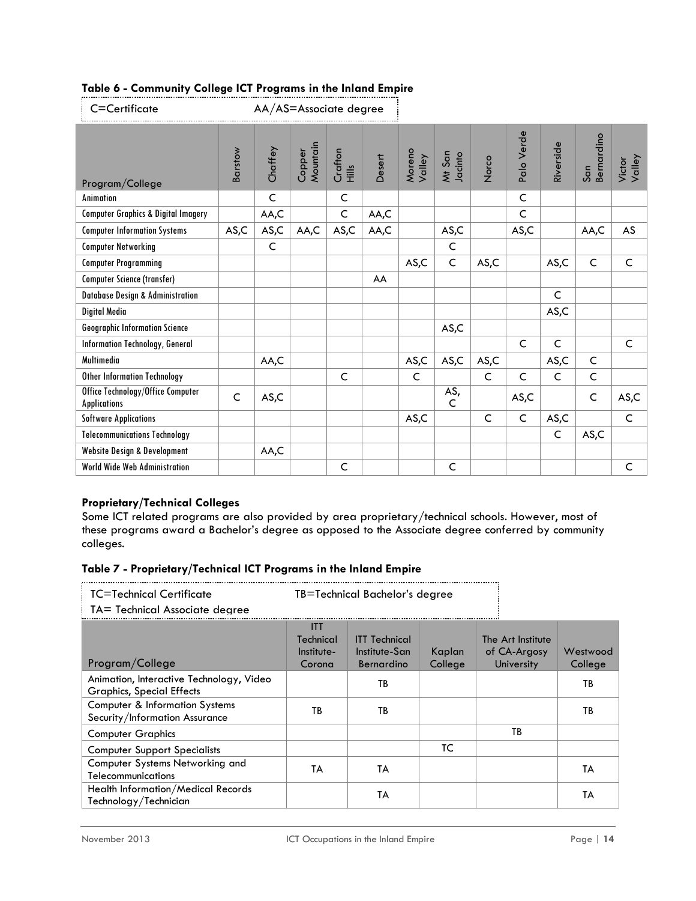### Table 6 - Community College ICT Programs in the Inland Empire

C=Certificate AA/AS=Associate degree

| Program/College | Barstow | Chaffey | Copper Mountain | Crafton Hills | Desert | Moreno Valley | Mt San Jacinto | Norco | Palo Verde | Riverside | San Bernardino | Victor Valley |
|---|---|---|---|---|---|---|---|---|---|---|---|---|
| Animation | | C | | C | | | | | C | | | |
| Computer Graphics & Digital Imagery | | AA,C | | C | AA,C | | | | C | | | |
| Computer Information Systems | AS,C | AS,C | AA,C | AS,C | AA,C | | AS,C | | AS,C | | AA,C | AS |
| Computer Networking | | C | | | | | C | | | | | |
| Computer Programming | | | | | | AS,C | C | AS,C | | AS,C | C | C |
| Computer Science (transfer) | | | | | AA | | | | | | | |
| Database Design & Administration | | | | | | | | | | C | | |
| Digital Media | | | | | | | | | | AS,C | | |
| Geographic Information Science | | | | | | | AS,C | | | | | |
| Information Technology, General | | | | | | | | | C | C | | C |
| Multimedia | | AA,C | | | | AS,C | AS,C | AS,C | | AS,C | C | |
| Other Information Technology | | | | C | | C | | C | C | C | C | |
| Office Technology/Office Computer Applications | C | AS,C | | | | | AS, C | | AS,C | | C | AS,C |
| Software Applications | | | | | | AS,C | | C | C | AS,C | | C |
| Telecommunications Technology | | | | | | | | | | C | AS,C | |
| Website Design & Development | | AA,C | | | | | | | | | | |
| World Wide Web Administration | | | | C | | | C | | | | | C |

**Proprietary/Technical Colleges**

Some ICT related programs are also provided by area proprietary/technical schools. However, most of these programs award a Bachelor's degree as opposed to the Associate degree conferred by community colleges.

### Table 7 - Proprietary/Technical ICT Programs in the Inland Empire

TC=Technical Certificate TB=Technical Bachelor's degree
TA= Technical Associate degree

| Program/College | ITT Technical Institute-Corona | ITT Technical Institute-San Bernardino | Kaplan College | The Art Institute of CA-Argosy University | Westwood College |
|---|---|---|---|---|---|
| Animation, Interactive Technology, Video Graphics, Special Effects | | TB | | | TB |
| Computer & Information Systems Security/Information Assurance | TB | TB | | | TB |
| Computer Graphics | | | | TB | |
| Computer Support Specialists | | | TC | | |
| Computer Systems Networking and Telecommunications | TA | TA | | | TA |
| Health Information/Medical Records Technology/Technician | | TA | | | TA |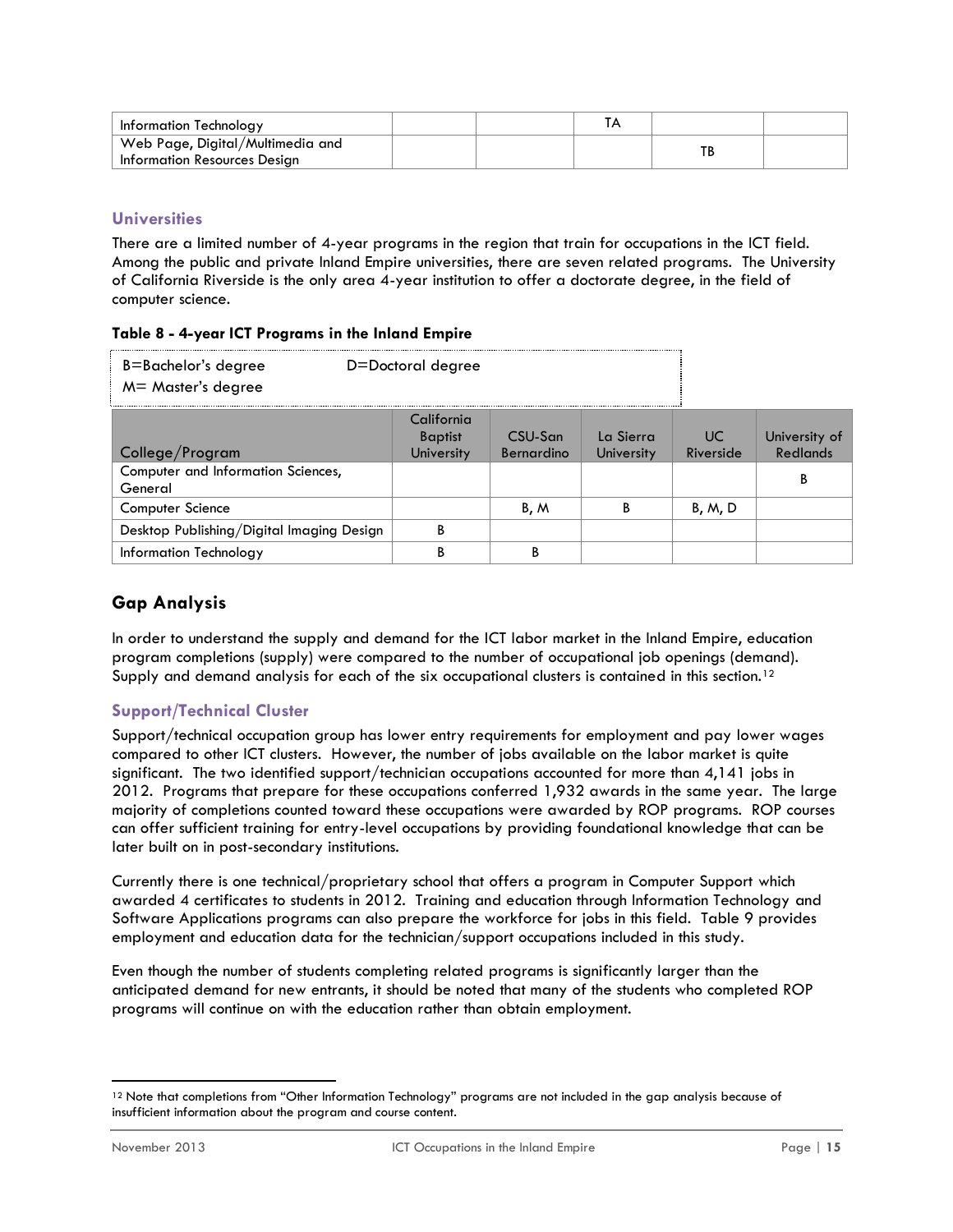| | | | | | |
|---|---|---|---|---|---|
| Information Technology | | | TA | | |
| Web Page, Digital/Multimedia and Information Resources Design | | | | TB | |

## Universities

There are a limited number of 4-year programs in the region that train for occupations in the ICT field. Among the public and private Inland Empire universities, there are seven related programs. The University of California Riverside is the only area 4-year institution to offer a doctorate degree, in the field of computer science.

**Table 8 - 4-year ICT Programs in the Inland Empire**

B=Bachelor's degree D=Doctoral degree
M= Master's degree

| College/Program | California Baptist University | CSU-San Bernardino | La Sierra University | UC Riverside | University of Redlands |
|---|---|---|---|---|---|
| Computer and Information Sciences, General | | | | | B |
| Computer Science | | B, M | B | B, M, D | |
| Desktop Publishing/Digital Imaging Design | B | | | | |
| Information Technology | B | B | | | |

# Gap Analysis

In order to understand the supply and demand for the ICT labor market in the Inland Empire, education program completions (supply) were compared to the number of occupational job openings (demand). Supply and demand analysis for each of the six occupational clusters is contained in this section.[12]

## Support/Technical Cluster

Support/technical occupation group has lower entry requirements for employment and pay lower wages compared to other ICT clusters. However, the number of jobs available on the labor market is quite significant. The two identified support/technician occupations accounted for more than 4,141 jobs in 2012. Programs that prepare for these occupations conferred 1,932 awards in the same year. The large majority of completions counted toward these occupations were awarded by ROP programs. ROP courses can offer sufficient training for entry-level occupations by providing foundational knowledge that can be later built on in post-secondary institutions.

Currently there is one technical/proprietary school that offers a program in Computer Support which awarded 4 certificates to students in 2012. Training and education through Information Technology and Software Applications programs can also prepare the workforce for jobs in this field. Table 9 provides employment and education data for the technician/support occupations included in this study.

Even though the number of students completing related programs is significantly larger than the anticipated demand for new entrants, it should be noted that many of the students who completed ROP programs will continue on with the education rather than obtain employment.

[12] Note that completions from "Other Information Technology" programs are not included in the gap analysis because of insufficient information about the program and course content.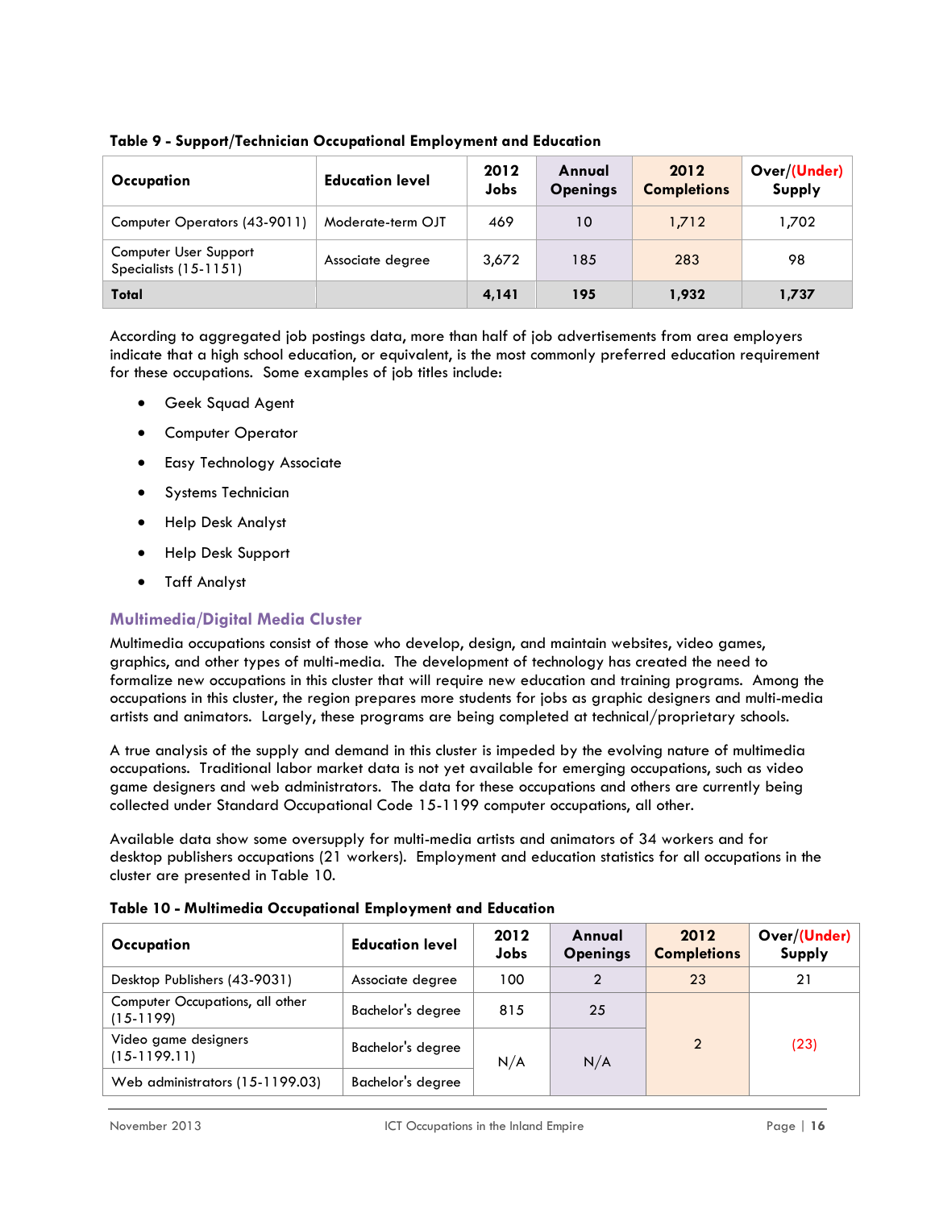**Table 9 - Support/Technician Occupational Employment and Education**

| Occupation | Education level | 2012 Jobs | Annual Openings | 2012 Completions | Over/(Under) Supply |
|---|---|---|---|---|---|
| Computer Operators (43-9011) | Moderate-term OJT | 469 | 10 | 1,712 | 1,702 |
| Computer User Support Specialists (15-1151) | Associate degree | 3,672 | 185 | 283 | 98 |
| **Total** | | **4,141** | **195** | **1,932** | **1,737** |

According to aggregated job postings data, more than half of job advertisements from area employers indicate that a high school education, or equivalent, is the most commonly preferred education requirement for these occupations. Some examples of job titles include:

- Geek Squad Agent
- Computer Operator
- Easy Technology Associate
- Systems Technician
- Help Desk Analyst
- Help Desk Support
- Taff Analyst

## Multimedia/Digital Media Cluster

Multimedia occupations consist of those who develop, design, and maintain websites, video games, graphics, and other types of multi-media. The development of technology has created the need to formalize new occupations in this cluster that will require new education and training programs. Among the occupations in this cluster, the region prepares more students for jobs as graphic designers and multi-media artists and animators. Largely, these programs are being completed at technical/proprietary schools.

A true analysis of the supply and demand in this cluster is impeded by the evolving nature of multimedia occupations. Traditional labor market data is not yet available for emerging occupations, such as video game designers and web administrators. The data for these occupations and others are currently being collected under Standard Occupational Code 15-1199 computer occupations, all other.

Available data show some oversupply for multi-media artists and animators of 34 workers and for desktop publishers occupations (21 workers). Employment and education statistics for all occupations in the cluster are presented in Table 10.

**Table 10 - Multimedia Occupational Employment and Education**

| Occupation | Education level | 2012 Jobs | Annual Openings | 2012 Completions | Over/(Under) Supply |
|---|---|---|---|---|---|
| Desktop Publishers (43-9031) | Associate degree | 100 | 2 | 23 | 21 |
| Computer Occupations, all other (15-1199) | Bachelor's degree | 815 | 25 | 2 | (23) |
| Video game designers (15-1199.11) | Bachelor's degree | N/A | N/A | | |
| Web administrators (15-1199.03) | Bachelor's degree | | | | |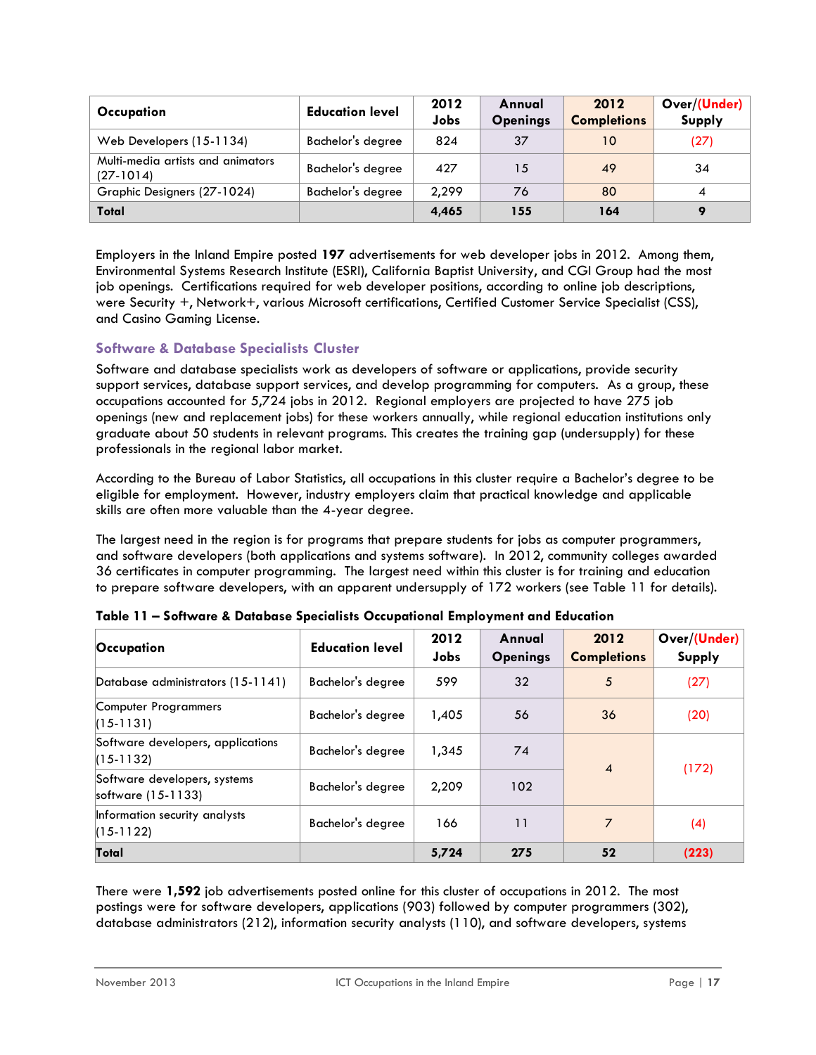| Occupation | Education level | 2012 Jobs | Annual Openings | 2012 Completions | Over/(Under) Supply |
|---|---|---|---|---|---|
| Web Developers (15-1134) | Bachelor's degree | 824 | 37 | 10 | (27) |
| Multi-media artists and animators (27-1014) | Bachelor's degree | 427 | 15 | 49 | 34 |
| Graphic Designers (27-1024) | Bachelor's degree | 2,299 | 76 | 80 | 4 |
| **Total** | | **4,465** | **155** | **164** | **9** |

Employers in the Inland Empire posted **197** advertisements for web developer jobs in 2012. Among them, Environmental Systems Research Institute (ESRI), California Baptist University, and CGI Group had the most job openings. Certifications required for web developer positions, according to online job descriptions, were Security +, Network+, various Microsoft certifications, Certified Customer Service Specialist (CSS), and Casino Gaming License.

### Software & Database Specialists Cluster

Software and database specialists work as developers of software or applications, provide security support services, database support services, and develop programming for computers. As a group, these occupations accounted for 5,724 jobs in 2012. Regional employers are projected to have 275 job openings (new and replacement jobs) for these workers annually, while regional education institutions only graduate about 50 students in relevant programs. This creates the training gap (undersupply) for these professionals in the regional labor market.

According to the Bureau of Labor Statistics, all occupations in this cluster require a Bachelor's degree to be eligible for employment. However, industry employers claim that practical knowledge and applicable skills are often more valuable than the 4-year degree.

The largest need in the region is for programs that prepare students for jobs as computer programmers, and software developers (both applications and systems software). In 2012, community colleges awarded 36 certificates in computer programming. The largest need within this cluster is for training and education to prepare software developers, with an apparent undersupply of 172 workers (see Table 11 for details).

**Table 11 – Software & Database Specialists Occupational Employment and Education**

| Occupation | Education level | 2012 Jobs | Annual Openings | 2012 Completions | Over/(Under) Supply |
|---|---|---|---|---|---|
| Database administrators (15-1141) | Bachelor's degree | 599 | 32 | 5 | (27) |
| Computer Programmers (15-1131) | Bachelor's degree | 1,405 | 56 | 36 | (20) |
| Software developers, applications (15-1132) | Bachelor's degree | 1,345 | 74 | 4 | (172) |
| Software developers, systems software (15-1133) | Bachelor's degree | 2,209 | 102 | | |
| Information security analysts (15-1122) | Bachelor's degree | 166 | 11 | 7 | (4) |
| **Total** | | **5,724** | **275** | **52** | **(223)** |

There were **1,592** job advertisements posted online for this cluster of occupations in 2012. The most postings were for software developers, applications (903) followed by computer programmers (302), database administrators (212), information security analysts (110), and software developers, systems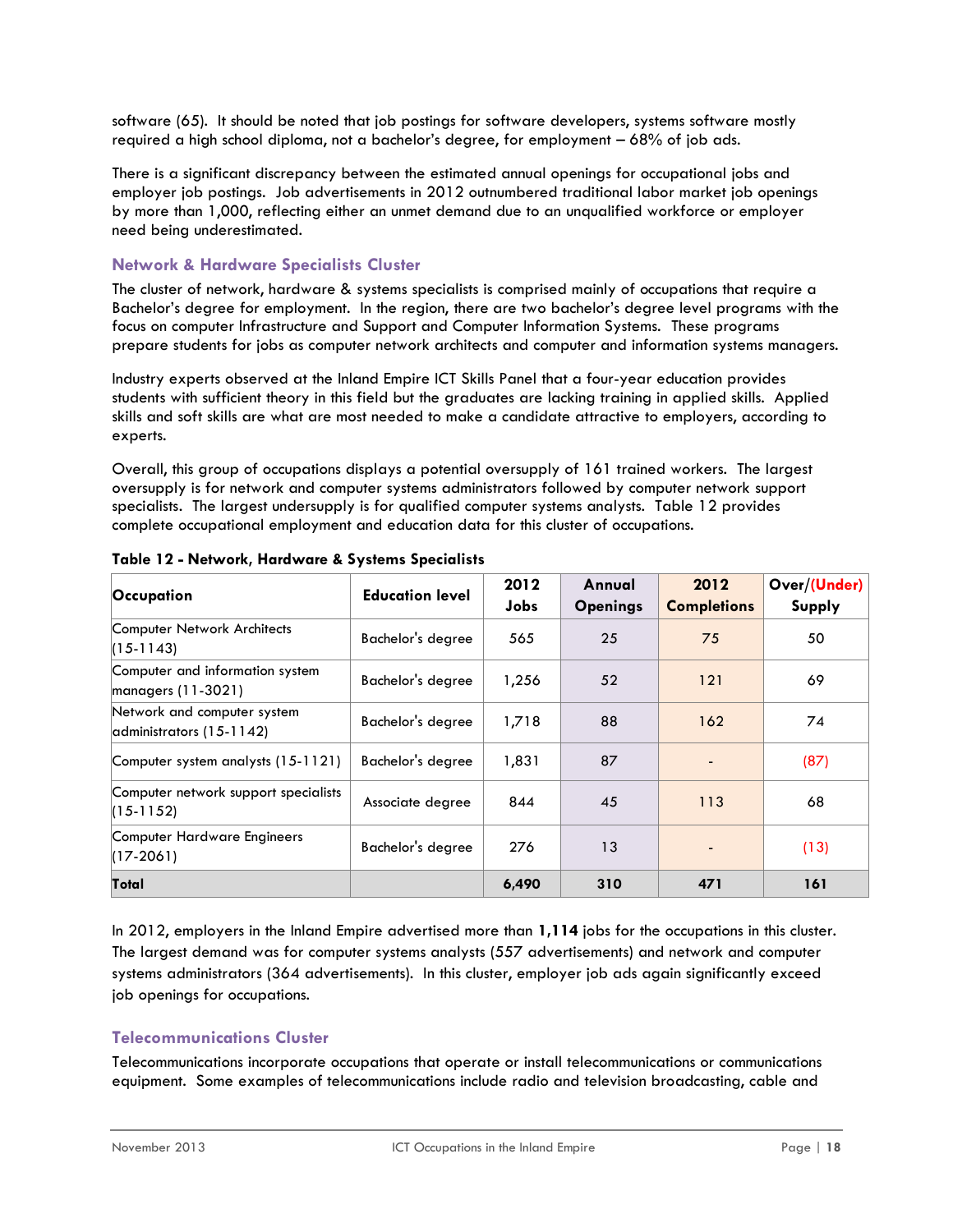software (65). It should be noted that job postings for software developers, systems software mostly required a high school diploma, not a bachelor's degree, for employment – 68% of job ads.

There is a significant discrepancy between the estimated annual openings for occupational jobs and employer job postings. Job advertisements in 2012 outnumbered traditional labor market job openings by more than 1,000, reflecting either an unmet demand due to an unqualified workforce or employer need being underestimated.

### Network & Hardware Specialists Cluster

The cluster of network, hardware & systems specialists is comprised mainly of occupations that require a Bachelor's degree for employment. In the region, there are two bachelor's degree level programs with the focus on computer Infrastructure and Support and Computer Information Systems. These programs prepare students for jobs as computer network architects and computer and information systems managers.

Industry experts observed at the Inland Empire ICT Skills Panel that a four-year education provides students with sufficient theory in this field but the graduates are lacking training in applied skills. Applied skills and soft skills are what are most needed to make a candidate attractive to employers, according to experts.

Overall, this group of occupations displays a potential oversupply of 161 trained workers. The largest oversupply is for network and computer systems administrators followed by computer network support specialists. The largest undersupply is for qualified computer systems analysts. Table 12 provides complete occupational employment and education data for this cluster of occupations.

**Table 12 - Network, Hardware & Systems Specialists**

| Occupation | Education level | 2012 Jobs | Annual Openings | 2012 Completions | Over/(Under) Supply |
|---|---|---|---|---|---|
| Computer Network Architects (15-1143) | Bachelor's degree | 565 | 25 | 75 | 50 |
| Computer and information system managers (11-3021) | Bachelor's degree | 1,256 | 52 | 121 | 69 |
| Network and computer system administrators (15-1142) | Bachelor's degree | 1,718 | 88 | 162 | 74 |
| Computer system analysts (15-1121) | Bachelor's degree | 1,831 | 87 | - | (87) |
| Computer network support specialists (15-1152) | Associate degree | 844 | 45 | 113 | 68 |
| Computer Hardware Engineers (17-2061) | Bachelor's degree | 276 | 13 | - | (13) |
| **Total** | | **6,490** | **310** | **471** | **161** |

In 2012, employers in the Inland Empire advertised more than **1,114** jobs for the occupations in this cluster. The largest demand was for computer systems analysts (557 advertisements) and network and computer systems administrators (364 advertisements). In this cluster, employer job ads again significantly exceed job openings for occupations.

### Telecommunications Cluster

Telecommunications incorporate occupations that operate or install telecommunications or communications equipment. Some examples of telecommunications include radio and television broadcasting, cable and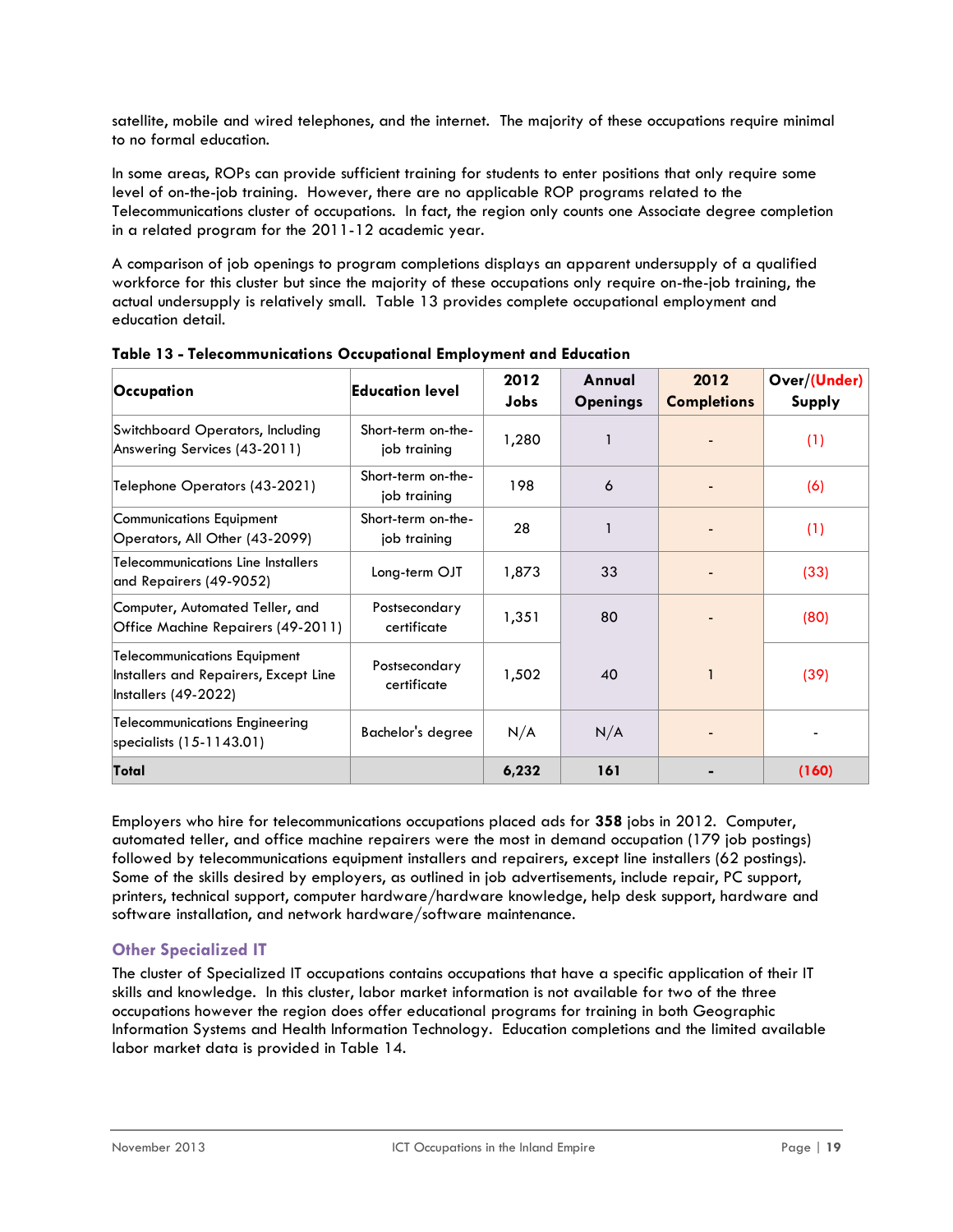satellite, mobile and wired telephones, and the internet. The majority of these occupations require minimal to no formal education.

In some areas, ROPs can provide sufficient training for students to enter positions that only require some level of on-the-job training. However, there are no applicable ROP programs related to the Telecommunications cluster of occupations. In fact, the region only counts one Associate degree completion in a related program for the 2011-12 academic year.

A comparison of job openings to program completions displays an apparent undersupply of a qualified workforce for this cluster but since the majority of these occupations only require on-the-job training, the actual undersupply is relatively small. Table 13 provides complete occupational employment and education detail.

**Table 13 - Telecommunications Occupational Employment and Education**

| Occupation | Education level | 2012 Jobs | Annual Openings | 2012 Completions | Over/(Under) Supply |
|---|---|---|---|---|---|
| Switchboard Operators, Including Answering Services (43-2011) | Short-term on-the-job training | 1,280 | 1 | - | (1) |
| Telephone Operators (43-2021) | Short-term on-the-job training | 198 | 6 | - | (6) |
| Communications Equipment Operators, All Other (43-2099) | Short-term on-the-job training | 28 | 1 | - | (1) |
| Telecommunications Line Installers and Repairers (49-9052) | Long-term OJT | 1,873 | 33 | - | (33) |
| Computer, Automated Teller, and Office Machine Repairers (49-2011) | Postsecondary certificate | 1,351 | 80 | - | (80) |
| Telecommunications Equipment Installers and Repairers, Except Line Installers (49-2022) | Postsecondary certificate | 1,502 | 40 | 1 | (39) |
| Telecommunications Engineering specialists (15-1143.01) | Bachelor's degree | N/A | N/A | - | - |
| **Total** | | **6,232** | **161** | **-** | **(160)** |

Employers who hire for telecommunications occupations placed ads for **358** jobs in 2012. Computer, automated teller, and office machine repairers were the most in demand occupation (179 job postings) followed by telecommunications equipment installers and repairers, except line installers (62 postings). Some of the skills desired by employers, as outlined in job advertisements, include repair, PC support, printers, technical support, computer hardware/hardware knowledge, help desk support, hardware and software installation, and network hardware/software maintenance.

### Other Specialized IT

The cluster of Specialized IT occupations contains occupations that have a specific application of their IT skills and knowledge. In this cluster, labor market information is not available for two of the three occupations however the region does offer educational programs for training in both Geographic Information Systems and Health Information Technology. Education completions and the limited available labor market data is provided in Table 14.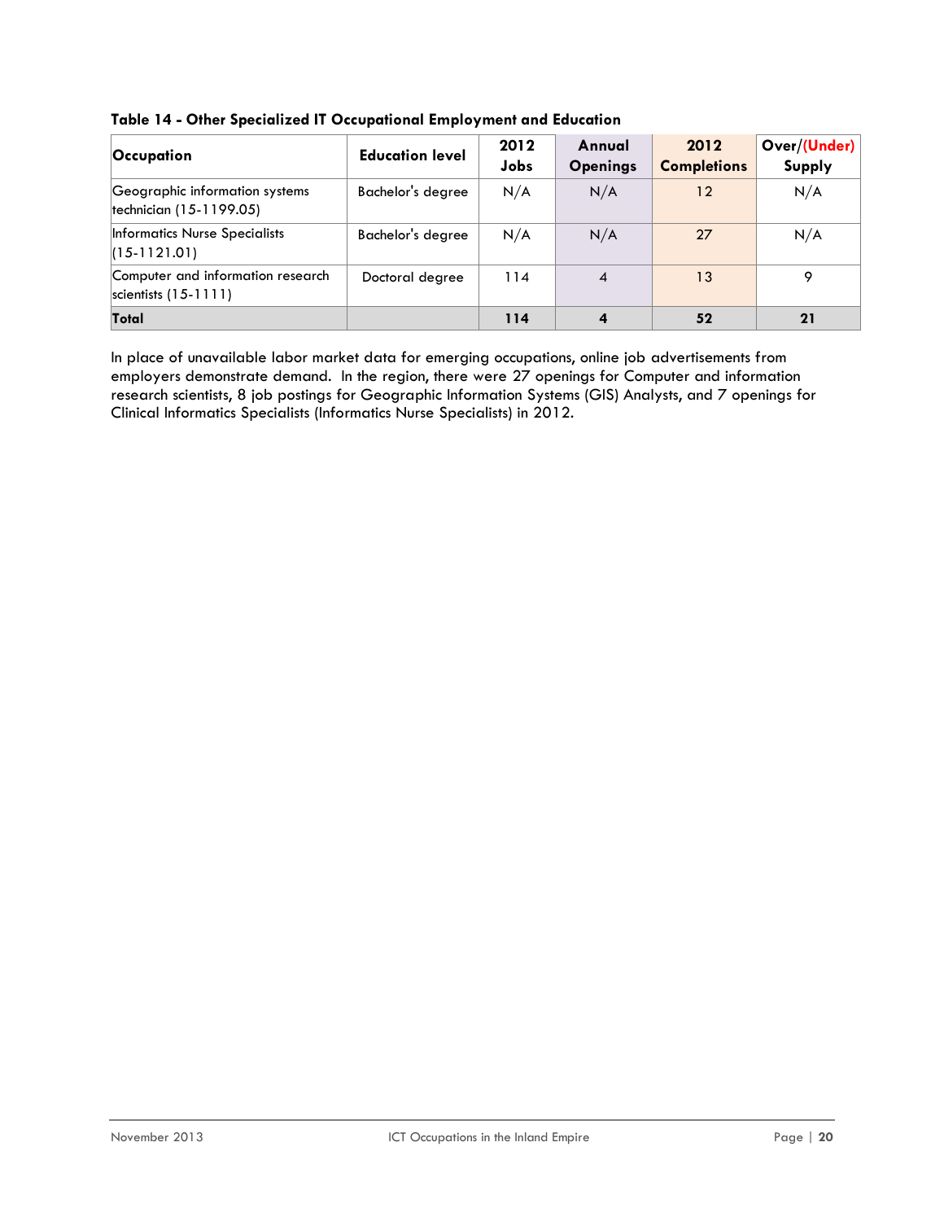**Table 14 - Other Specialized IT Occupational Employment and Education**

| Occupation | Education level | 2012 Jobs | Annual Openings | 2012 Completions | Over/(Under) Supply |
|---|---|---|---|---|---|
| Geographic information systems technician (15-1199.05) | Bachelor's degree | N/A | N/A | 12 | N/A |
| Informatics Nurse Specialists (15-1121.01) | Bachelor's degree | N/A | N/A | 27 | N/A |
| Computer and information research scientists (15-1111) | Doctoral degree | 114 | 4 | 13 | 9 |
| **Total** | | **114** | **4** | **52** | **21** |

In place of unavailable labor market data for emerging occupations, online job advertisements from employers demonstrate demand. In the region, there were 27 openings for Computer and information research scientists, 8 job postings for Geographic Information Systems (GIS) Analysts, and 7 openings for Clinical Informatics Specialists (Informatics Nurse Specialists) in 2012.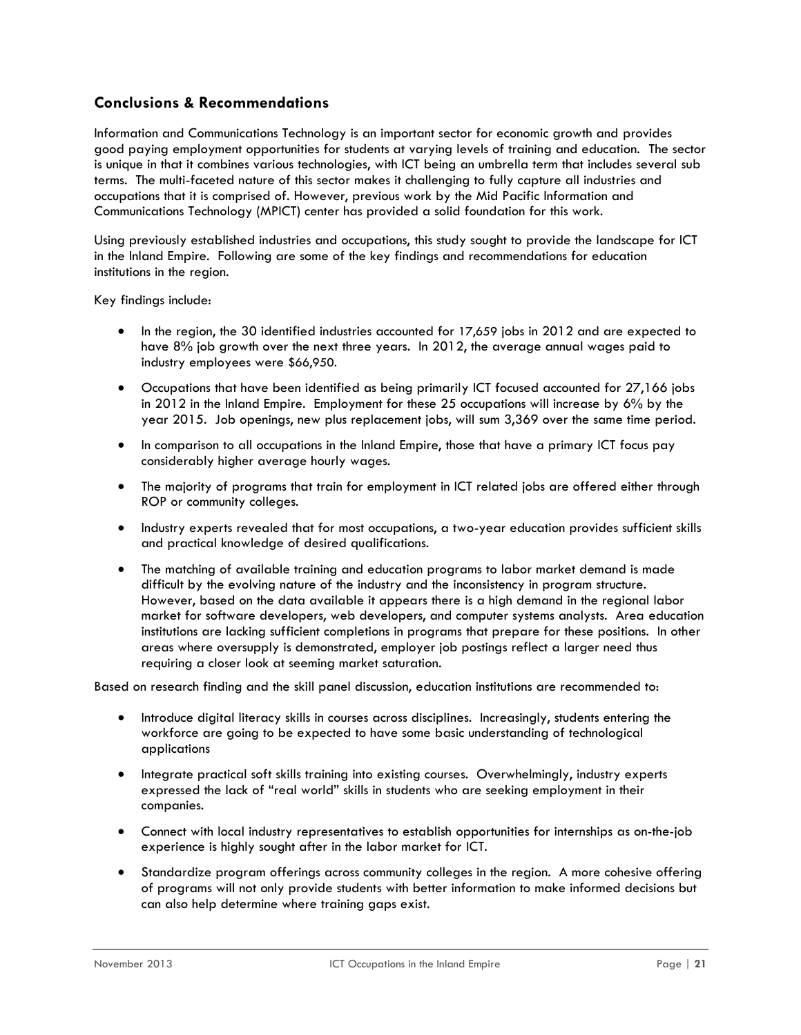## Conclusions & Recommendations

Information and Communications Technology is an important sector for economic growth and provides good paying employment opportunities for students at varying levels of training and education. The sector is unique in that it combines various technologies, with ICT being an umbrella term that includes several sub terms. The multi-faceted nature of this sector makes it challenging to fully capture all industries and occupations that it is comprised of. However, previous work by the Mid Pacific Information and Communications Technology (MPICT) center has provided a solid foundation for this work.

Using previously established industries and occupations, this study sought to provide the landscape for ICT in the Inland Empire. Following are some of the key findings and recommendations for education institutions in the region.

Key findings include:

- In the region, the 30 identified industries accounted for 17,659 jobs in 2012 and are expected to have 8% job growth over the next three years. In 2012, the average annual wages paid to industry employees were $66,950.
- Occupations that have been identified as being primarily ICT focused accounted for 27,166 jobs in 2012 in the Inland Empire. Employment for these 25 occupations will increase by 6% by the year 2015. Job openings, new plus replacement jobs, will sum 3,369 over the same time period.
- In comparison to all occupations in the Inland Empire, those that have a primary ICT focus pay considerably higher average hourly wages.
- The majority of programs that train for employment in ICT related jobs are offered either through ROP or community colleges.
- Industry experts revealed that for most occupations, a two-year education provides sufficient skills and practical knowledge of desired qualifications.
- The matching of available training and education programs to labor market demand is made difficult by the evolving nature of the industry and the inconsistency in program structure. However, based on the data available it appears there is a high demand in the regional labor market for software developers, web developers, and computer systems analysts. Area education institutions are lacking sufficient completions in programs that prepare for these positions. In other areas where oversupply is demonstrated, employer job postings reflect a larger need thus requiring a closer look at seeming market saturation.

Based on research finding and the skill panel discussion, education institutions are recommended to:

- Introduce digital literacy skills in courses across disciplines. Increasingly, students entering the workforce are going to be expected to have some basic understanding of technological applications
- Integrate practical soft skills training into existing courses. Overwhelmingly, industry experts expressed the lack of "real world" skills in students who are seeking employment in their companies.
- Connect with local industry representatives to establish opportunities for internships as on-the-job experience is highly sought after in the labor market for ICT.
- Standardize program offerings across community colleges in the region. A more cohesive offering of programs will not only provide students with better information to make informed decisions but can also help determine where training gaps exist.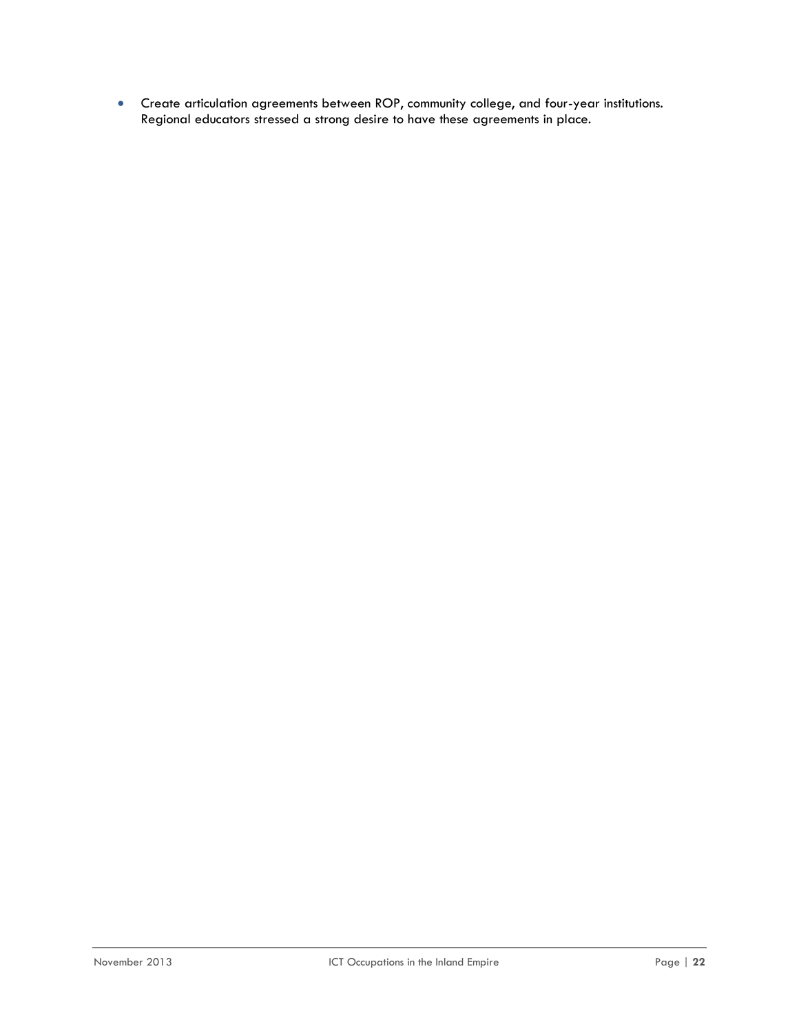- Create articulation agreements between ROP, community college, and four-year institutions. Regional educators stressed a strong desire to have these agreements in place.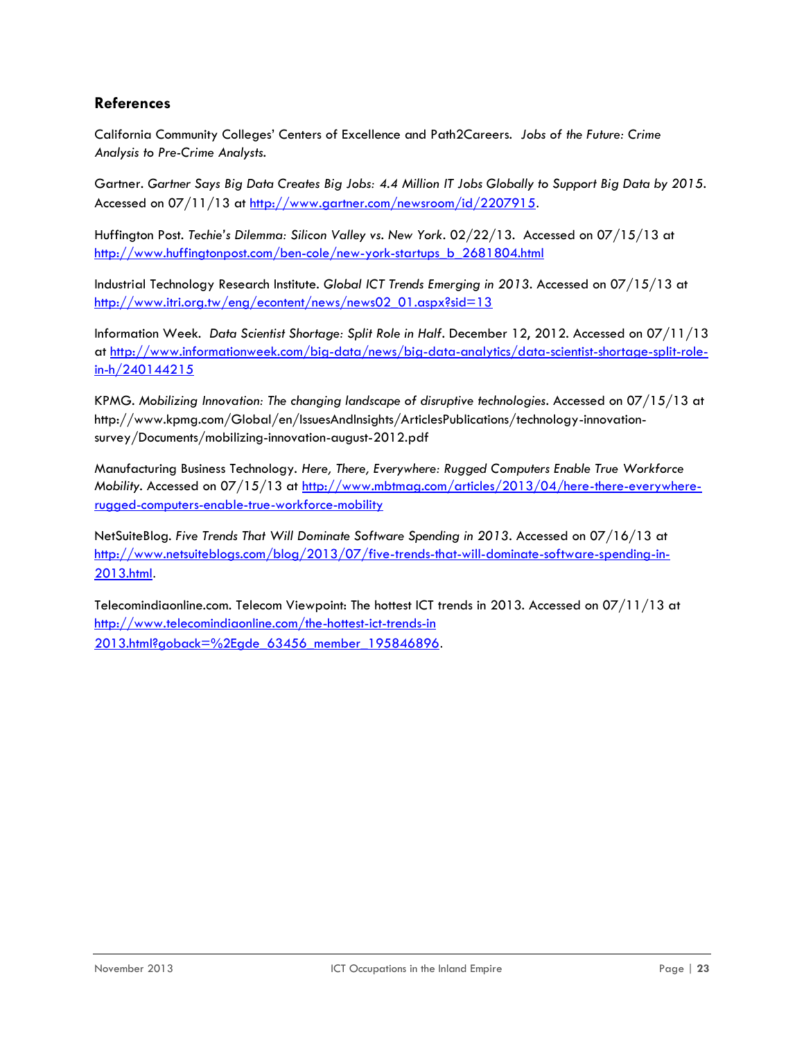## References

California Community Colleges' Centers of Excellence and Path2Careers. *Jobs of the Future: Crime Analysis to Pre-Crime Analysts.*

Gartner. *Gartner Says Big Data Creates Big Jobs: 4.4 Million IT Jobs Globally to Support Big Data by 2015*. Accessed on 07/11/13 at http://www.gartner.com/newsroom/id/2207915.

Huffington Post. *Techie's Dilemma: Silicon Valley vs. New York*. 02/22/13. Accessed on 07/15/13 at http://www.huffingtonpost.com/ben-cole/new-york-startups_b_2681804.html

Industrial Technology Research Institute. *Global ICT Trends Emerging in 2013*. Accessed on 07/15/13 at http://www.itri.org.tw/eng/econtent/news/news02_01.aspx?sid=13

Information Week. *Data Scientist Shortage: Split Role in Half*. December 12, 2012. Accessed on 07/11/13 at http://www.informationweek.com/big-data/news/big-data-analytics/data-scientist-shortage-split-role-in-h/240144215

KPMG. *Mobilizing Innovation: The changing landscape of disruptive technologies*. Accessed on 07/15/13 at http://www.kpmg.com/Global/en/IssuesAndInsights/ArticlesPublications/technology-innovation-survey/Documents/mobilizing-innovation-august-2012.pdf

Manufacturing Business Technology. *Here, There, Everywhere: Rugged Computers Enable True Workforce Mobility*. Accessed on 07/15/13 at http://www.mbtmag.com/articles/2013/04/here-there-everywhere-rugged-computers-enable-true-workforce-mobility

NetSuiteBlog. *Five Trends That Will Dominate Software Spending in 2013*. Accessed on 07/16/13 at http://www.netsuiteblogs.com/blog/2013/07/five-trends-that-will-dominate-software-spending-in-2013.html.

Telecomindiaonline.com. Telecom Viewpoint: The hottest ICT trends in 2013. Accessed on 07/11/13 at http://www.telecomindiaonline.com/the-hottest-ict-trends-in 2013.html?goback=%2Egde_63456_member_195846896.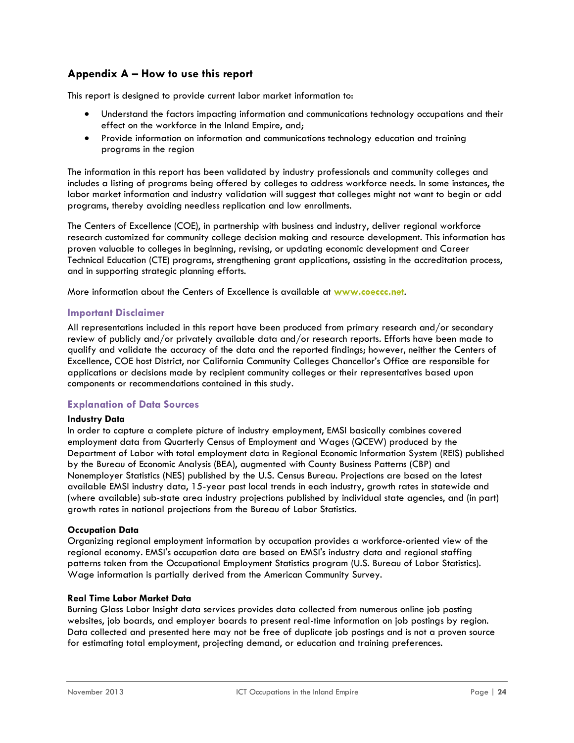## Appendix A – How to use this report

This report is designed to provide current labor market information to:

- Understand the factors impacting information and communications technology occupations and their effect on the workforce in the Inland Empire, and;
- Provide information on information and communications technology education and training programs in the region

The information in this report has been validated by industry professionals and community colleges and includes a listing of programs being offered by colleges to address workforce needs. In some instances, the labor market information and industry validation will suggest that colleges might not want to begin or add programs, thereby avoiding needless replication and low enrollments.

The Centers of Excellence (COE), in partnership with business and industry, deliver regional workforce research customized for community college decision making and resource development. This information has proven valuable to colleges in beginning, revising, or updating economic development and Career Technical Education (CTE) programs, strengthening grant applications, assisting in the accreditation process, and in supporting strategic planning efforts.

More information about the Centers of Excellence is available at **www.coeccc.net**.

### Important Disclaimer

All representations included in this report have been produced from primary research and/or secondary review of publicly and/or privately available data and/or research reports. Efforts have been made to qualify and validate the accuracy of the data and the reported findings; however, neither the Centers of Excellence, COE host District, nor California Community Colleges Chancellor's Office are responsible for applications or decisions made by recipient community colleges or their representatives based upon components or recommendations contained in this study.

### Explanation of Data Sources

**Industry Data**
In order to capture a complete picture of industry employment, EMSI basically combines covered employment data from Quarterly Census of Employment and Wages (QCEW) produced by the Department of Labor with total employment data in Regional Economic Information System (REIS) published by the Bureau of Economic Analysis (BEA), augmented with County Business Patterns (CBP) and Nonemployer Statistics (NES) published by the U.S. Census Bureau. Projections are based on the latest available EMSI industry data, 15-year past local trends in each industry, growth rates in statewide and (where available) sub-state area industry projections published by individual state agencies, and (in part) growth rates in national projections from the Bureau of Labor Statistics.

**Occupation Data**
Organizing regional employment information by occupation provides a workforce-oriented view of the regional economy. EMSI's occupation data are based on EMSI's industry data and regional staffing patterns taken from the Occupational Employment Statistics program (U.S. Bureau of Labor Statistics). Wage information is partially derived from the American Community Survey.

**Real Time Labor Market Data**
Burning Glass Labor Insight data services provides data collected from numerous online job posting websites, job boards, and employer boards to present real-time information on job postings by region. Data collected and presented here may not be free of duplicate job postings and is not a proven source for estimating total employment, projecting demand, or education and training preferences.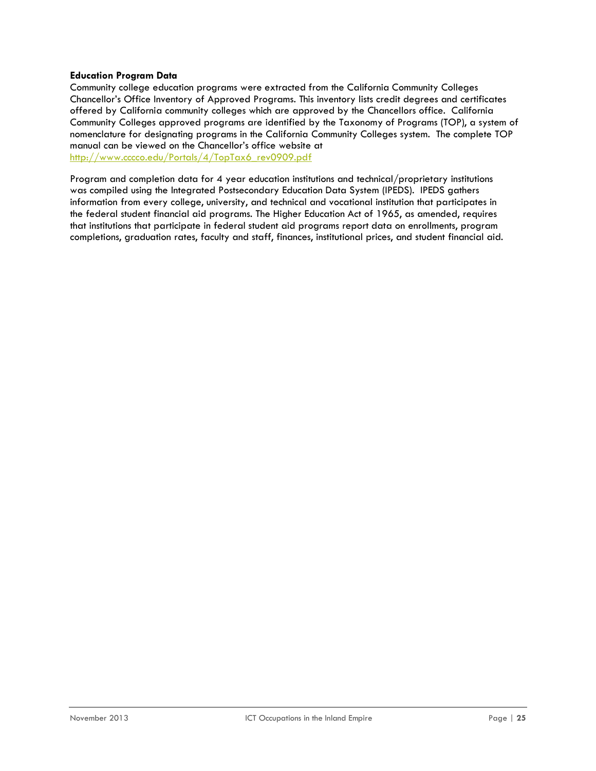**Education Program Data**

Community college education programs were extracted from the California Community Colleges Chancellor's Office Inventory of Approved Programs. This inventory lists credit degrees and certificates offered by California community colleges which are approved by the Chancellors office. California Community Colleges approved programs are identified by the Taxonomy of Programs (TOP), a system of nomenclature for designating programs in the California Community Colleges system. The complete TOP manual can be viewed on the Chancellor's office website at http://www.cccco.edu/Portals/4/TopTax6_rev0909.pdf

Program and completion data for 4 year education institutions and technical/proprietary institutions was compiled using the Integrated Postsecondary Education Data System (IPEDS). IPEDS gathers information from every college, university, and technical and vocational institution that participates in the federal student financial aid programs. The Higher Education Act of 1965, as amended, requires that institutions that participate in federal student aid programs report data on enrollments, program completions, graduation rates, faculty and staff, finances, institutional prices, and student financial aid.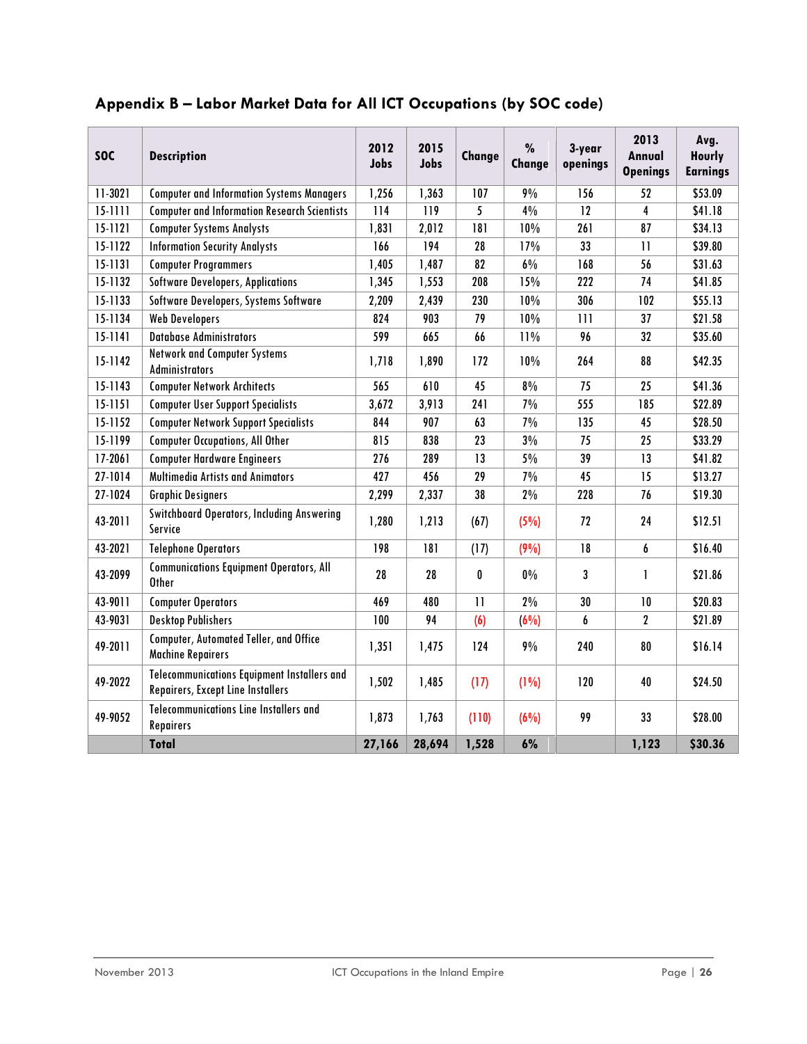## Appendix B – Labor Market Data for All ICT Occupations (by SOC code)

| SOC | Description | 2012 Jobs | 2015 Jobs | Change | % Change | 3-year openings | 2013 Annual Openings | Avg. Hourly Earnings |
|---|---|---|---|---|---|---|---|---|
| 11-3021 | Computer and Information Systems Managers | 1,256 | 1,363 | 107 | 9% | 156 | 52 | $53.09 |
| 15-1111 | Computer and Information Research Scientists | 114 | 119 | 5 | 4% | 12 | 4 | $41.18 |
| 15-1121 | Computer Systems Analysts | 1,831 | 2,012 | 181 | 10% | 261 | 87 | $34.13 |
| 15-1122 | Information Security Analysts | 166 | 194 | 28 | 17% | 33 | 11 | $39.80 |
| 15-1131 | Computer Programmers | 1,405 | 1,487 | 82 | 6% | 168 | 56 | $31.63 |
| 15-1132 | Software Developers, Applications | 1,345 | 1,553 | 208 | 15% | 222 | 74 | $41.85 |
| 15-1133 | Software Developers, Systems Software | 2,209 | 2,439 | 230 | 10% | 306 | 102 | $55.13 |
| 15-1134 | Web Developers | 824 | 903 | 79 | 10% | 111 | 37 | $21.58 |
| 15-1141 | Database Administrators | 599 | 665 | 66 | 11% | 96 | 32 | $35.60 |
| 15-1142 | Network and Computer Systems Administrators | 1,718 | 1,890 | 172 | 10% | 264 | 88 | $42.35 |
| 15-1143 | Computer Network Architects | 565 | 610 | 45 | 8% | 75 | 25 | $41.36 |
| 15-1151 | Computer User Support Specialists | 3,672 | 3,913 | 241 | 7% | 555 | 185 | $22.89 |
| 15-1152 | Computer Network Support Specialists | 844 | 907 | 63 | 7% | 135 | 45 | $28.50 |
| 15-1199 | Computer Occupations, All Other | 815 | 838 | 23 | 3% | 75 | 25 | $33.29 |
| 17-2061 | Computer Hardware Engineers | 276 | 289 | 13 | 5% | 39 | 13 | $41.82 |
| 27-1014 | Multimedia Artists and Animators | 427 | 456 | 29 | 7% | 45 | 15 | $13.27 |
| 27-1024 | Graphic Designers | 2,299 | 2,337 | 38 | 2% | 228 | 76 | $19.30 |
| 43-2011 | Switchboard Operators, Including Answering Service | 1,280 | 1,213 | (67) | (5%) | 72 | 24 | $12.51 |
| 43-2021 | Telephone Operators | 198 | 181 | (17) | (9%) | 18 | 6 | $16.40 |
| 43-2099 | Communications Equipment Operators, All Other | 28 | 28 | 0 | 0% | 3 | 1 | $21.86 |
| 43-9011 | Computer Operators | 469 | 480 | 11 | 2% | 30 | 10 | $20.83 |
| 43-9031 | Desktop Publishers | 100 | 94 | (6) | (6%) | 6 | 2 | $21.89 |
| 49-2011 | Computer, Automated Teller, and Office Machine Repairers | 1,351 | 1,475 | 124 | 9% | 240 | 80 | $16.14 |
| 49-2022 | Telecommunications Equipment Installers and Repairers, Except Line Installers | 1,502 | 1,485 | (17) | (1%) | 120 | 40 | $24.50 |
| 49-9052 | Telecommunications Line Installers and Repairers | 1,873 | 1,763 | (110) | (6%) | 99 | 33 | $28.00 |
| | **Total** | **27,166** | **28,694** | **1,528** | **6%** | | **1,123** | **$30.36** |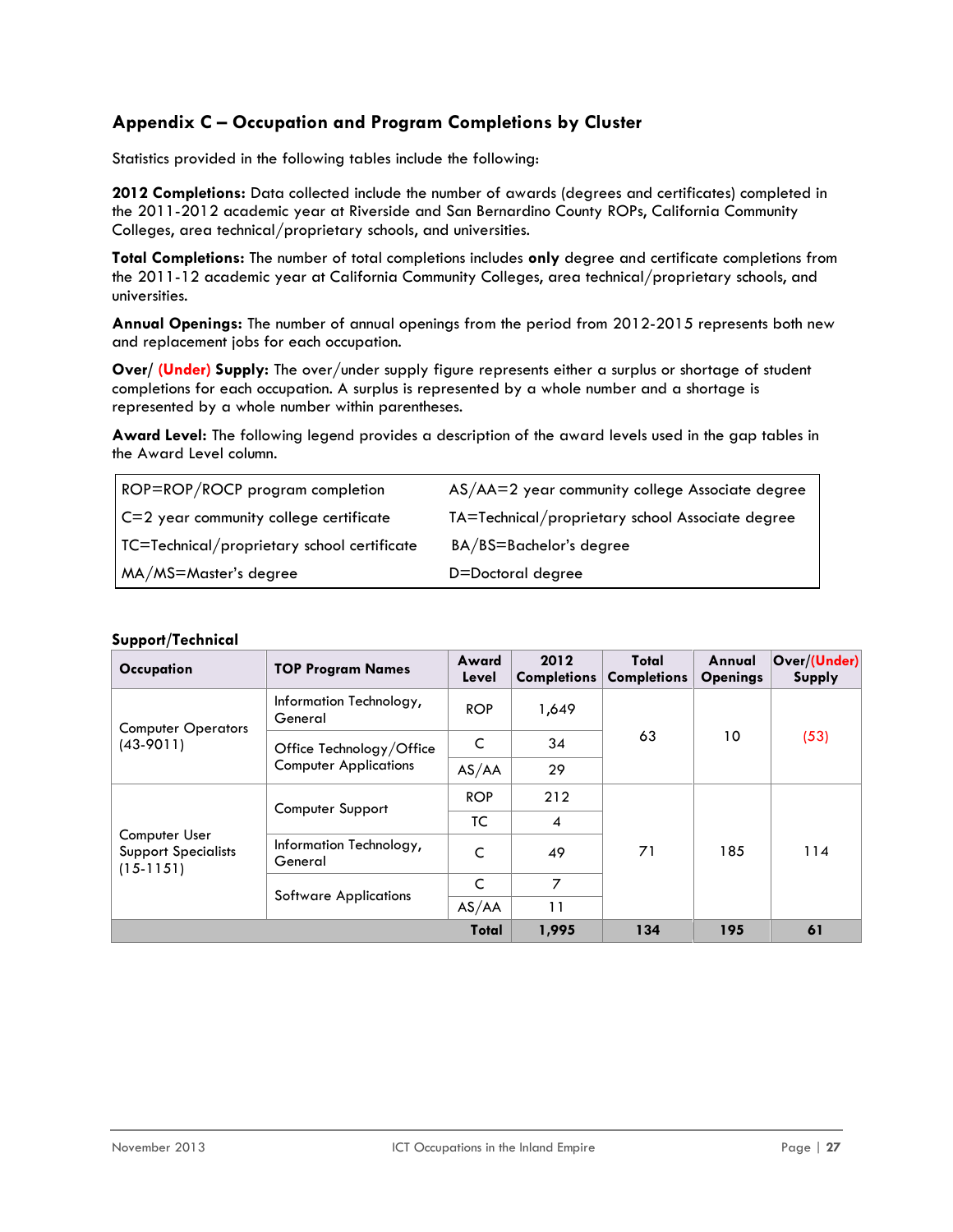## Appendix C – Occupation and Program Completions by Cluster

Statistics provided in the following tables include the following:

**2012 Completions:** Data collected include the number of awards (degrees and certificates) completed in the 2011-2012 academic year at Riverside and San Bernardino County ROPs, California Community Colleges, area technical/proprietary schools, and universities.

**Total Completions:** The number of total completions includes **only** degree and certificate completions from the 2011-12 academic year at California Community Colleges, area technical/proprietary schools, and universities.

**Annual Openings:** The number of annual openings from the period from 2012-2015 represents both new and replacement jobs for each occupation.

**Over/ (Under) Supply:** The over/under supply figure represents either a surplus or shortage of student completions for each occupation. A surplus is represented by a whole number and a shortage is represented by a whole number within parentheses.

**Award Level:** The following legend provides a description of the award levels used in the gap tables in the Award Level column.

| | |
|---|---|
| ROP=ROP/ROCP program completion | AS/AA=2 year community college Associate degree |
| C=2 year community college certificate | TA=Technical/proprietary school Associate degree |
| TC=Technical/proprietary school certificate | BA/BS=Bachelor's degree |
| MA/MS=Master's degree | D=Doctoral degree |

**Support/Technical**

| Occupation | TOP Program Names | Award Level | 2012 Completions | Total Completions | Annual Openings | Over/(Under) Supply |
|---|---|---|---|---|---|---|
| Computer Operators (43-9011) | Information Technology, General | ROP | 1,649 | 63 | 10 | (53) |
| | Office Technology/Office Computer Applications | C | 34 | | | |
| | | AS/AA | 29 | | | |
| Computer User Support Specialists (15-1151) | Computer Support | ROP | 212 | 71 | 185 | 114 |
| | | TC | 4 | | | |
| | Information Technology, General | C | 49 | | | |
| | Software Applications | C | 7 | | | |
| | | AS/AA | 11 | | | |
| | | **Total** | **1,995** | **134** | **195** | **61** |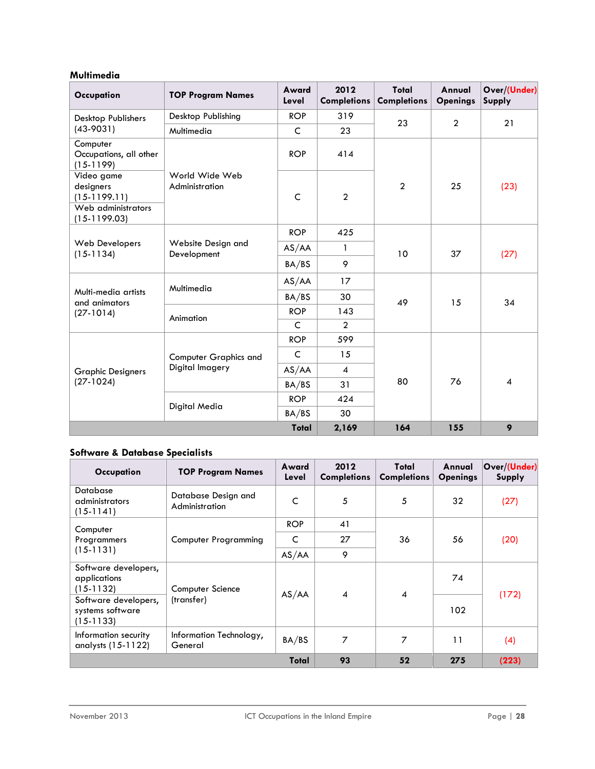**Multimedia**

| Occupation | TOP Program Names | Award Level | 2012 Completions | Total Completions | Annual Openings | Over/(Under) Supply |
|---|---|---|---|---|---|---|
| Desktop Publishers (43-9031) | Desktop Publishing | ROP | 319 | 23 | 2 | 21 |
| | Multimedia | C | 23 | | | |
| Computer Occupations, all other (15-1199) | World Wide Web Administration | ROP | 414 | 2 | 25 | (23) |
| Video game designers (15-1199.11) | | C | 2 | | | |
| Web administrators (15-1199.03) | | | | | | |
| Web Developers (15-1134) | Website Design and Development | ROP | 425 | 10 | 37 | (27) |
| | | AS/AA | 1 | | | |
| | | BA/BS | 9 | | | |
| Multi-media artists and animators (27-1014) | Multimedia | AS/AA | 17 | 49 | 15 | 34 |
| | | BA/BS | 30 | | | |
| | Animation | ROP | 143 | | | |
| | | C | 2 | | | |
| Graphic Designers (27-1024) | Computer Graphics and Digital Imagery | ROP | 599 | 80 | 76 | 4 |
| | | C | 15 | | | |
| | | AS/AA | 4 | | | |
| | | BA/BS | 31 | | | |
| | Digital Media | ROP | 424 | | | |
| | | BA/BS | 30 | | | |
| | | **Total** | **2,169** | **164** | **155** | **9** |

**Software & Database Specialists**

| Occupation | TOP Program Names | Award Level | 2012 Completions | Total Completions | Annual Openings | Over/(Under) Supply |
|---|---|---|---|---|---|---|
| Database administrators (15-1141) | Database Design and Administration | C | 5 | 5 | 32 | (27) |
| Computer Programmers (15-1131) | Computer Programming | ROP | 41 | 36 | 56 | (20) |
| | | C | 27 | | | |
| | | AS/AA | 9 | | | |
| Software developers, applications (15-1132) | Computer Science (transfer) | AS/AA | 4 | 4 | 74 | (172) |
| Software developers, systems software (15-1133) | | | | | 102 | |
| Information security analysts (15-1122) | Information Technology, General | BA/BS | 7 | 7 | 11 | (4) |
| | | **Total** | **93** | **52** | **275** | **(223)** |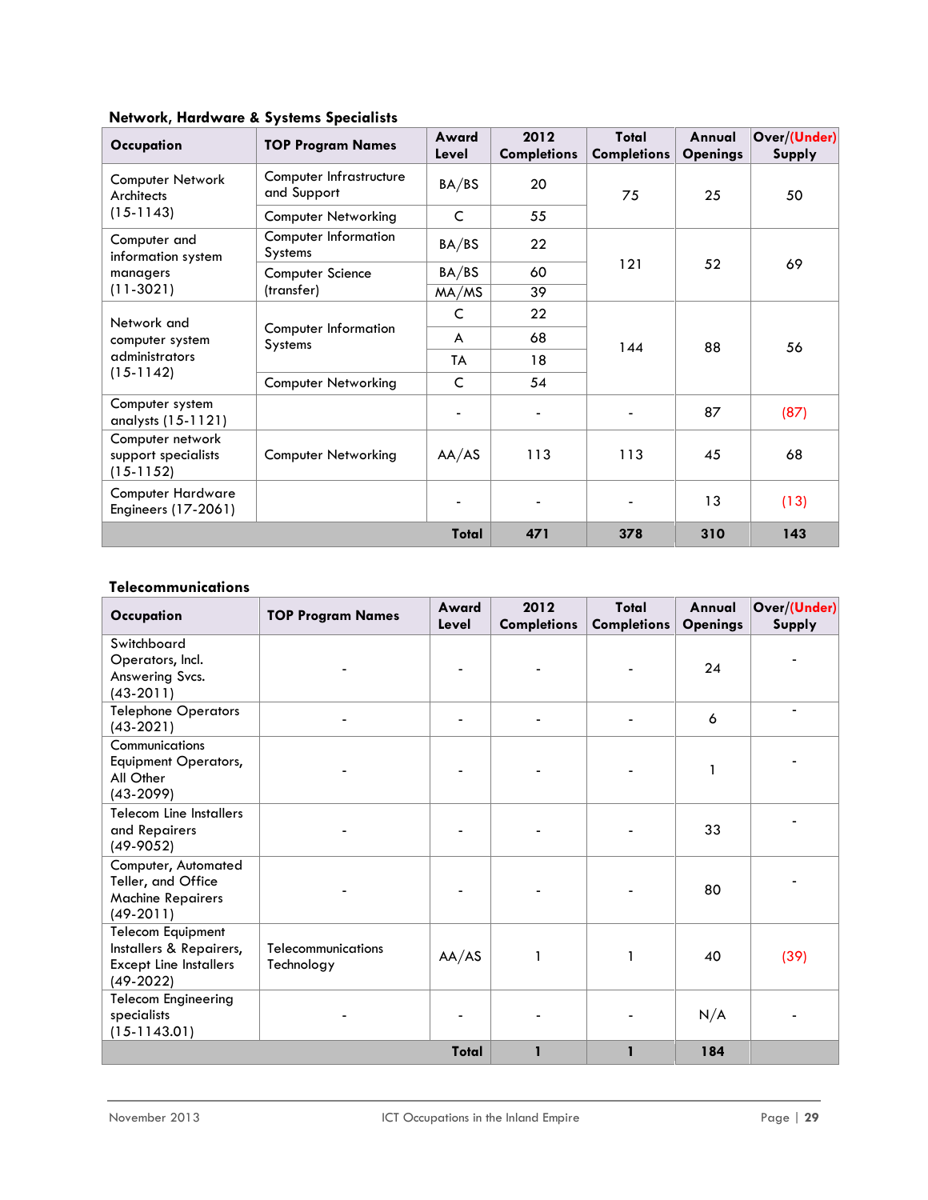### Network, Hardware & Systems Specialists

| Occupation | TOP Program Names | Award Level | 2012 Completions | Total Completions | Annual Openings | Over/(Under) Supply |
|---|---|---|---|---|---|---|
| Computer Network Architects (15-1143) | Computer Infrastructure and Support | BA/BS | 20 | 75 | 25 | 50 |
| | Computer Networking | C | 55 | | | |
| Computer and information system managers (11-3021) | Computer Information Systems | BA/BS | 22 | 121 | 52 | 69 |
| | Computer Science (transfer) | BA/BS | 60 | | | |
| | | MA/MS | 39 | | | |
| Network and computer system administrators (15-1142) | Computer Information Systems | C | 22 | 144 | 88 | 56 |
| | | A | 68 | | | |
| | | TA | 18 | | | |
| | Computer Networking | C | 54 | | | |
| Computer system analysts (15-1121) | | - | - | - | 87 | (87) |
| Computer network support specialists (15-1152) | Computer Networking | AA/AS | 113 | 113 | 45 | 68 |
| Computer Hardware Engineers (17-2061) | | - | - | - | 13 | (13) |
| | | **Total** | **471** | **378** | **310** | **143** |

### Telecommunications

| Occupation | TOP Program Names | Award Level | 2012 Completions | Total Completions | Annual Openings | Over/(Under) Supply |
|---|---|---|---|---|---|---|
| Switchboard Operators, Incl. Answering Svcs. (43-2011) | - | - | - | - | 24 | - |
| Telephone Operators (43-2021) | - | - | - | - | 6 | - |
| Communications Equipment Operators, All Other (43-2099) | - | - | - | - | 1 | - |
| Telecom Line Installers and Repairers (49-9052) | - | - | - | - | 33 | - |
| Computer, Automated Teller, and Office Machine Repairers (49-2011) | - | - | - | - | 80 | - |
| Telecom Equipment Installers & Repairers, Except Line Installers (49-2022) | Telecommunications Technology | AA/AS | 1 | 1 | 40 | (39) |
| Telecom Engineering specialists (15-1143.01) | - | - | - | - | N/A | - |
| | | **Total** | **1** | **1** | **184** | |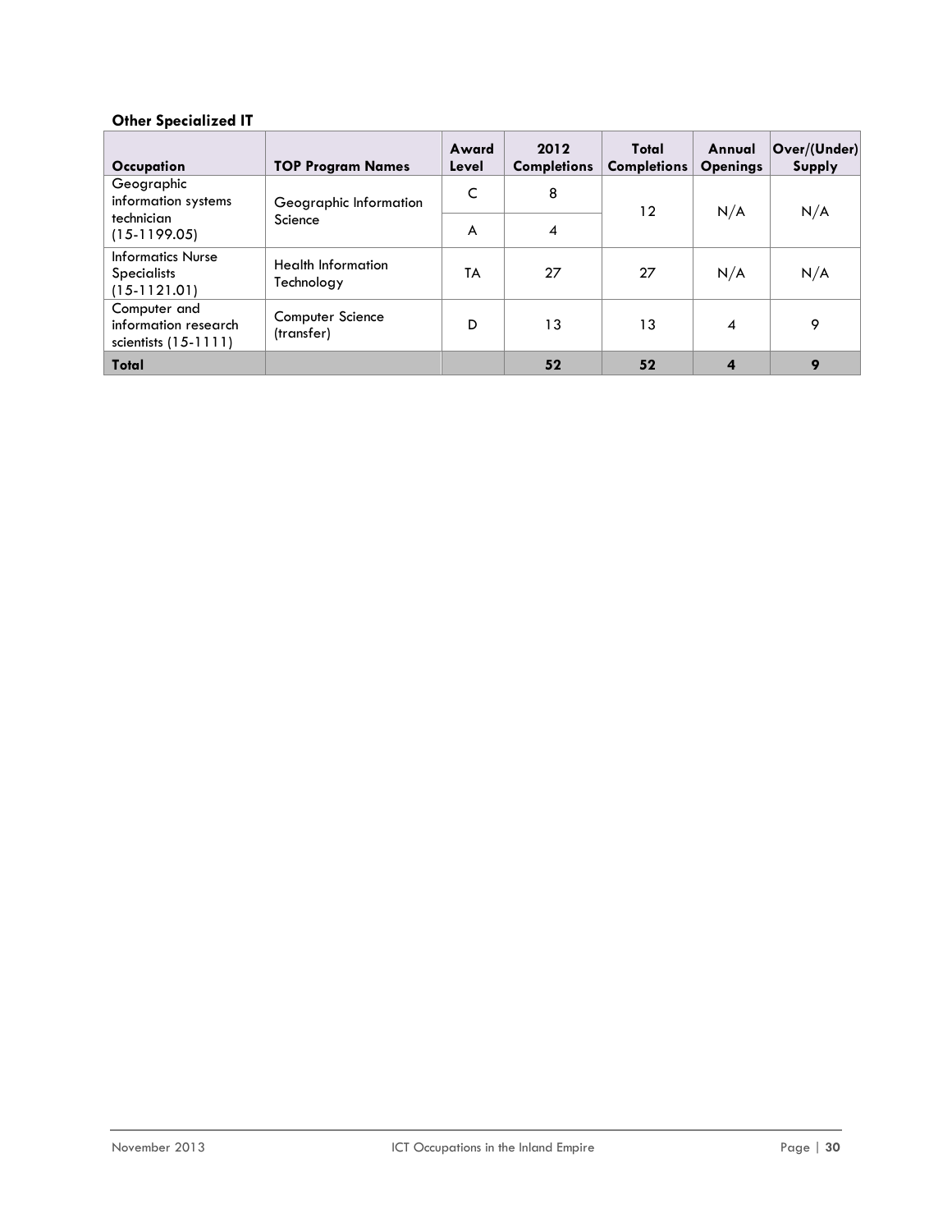**Other Specialized IT**

| Occupation | TOP Program Names | Award Level | 2012 Completions | Total Completions | Annual Openings | Over/(Under) Supply |
|---|---|---|---|---|---|---|
| Geographic information systems technician (15-1199.05) | Geographic Information Science | C | 8 | 12 | N/A | N/A |
| | | A | 4 | | | |
| Informatics Nurse Specialists (15-1121.01) | Health Information Technology | TA | 27 | 27 | N/A | N/A |
| Computer and information research scientists (15-1111) | Computer Science (transfer) | D | 13 | 13 | 4 | 9 |
| **Total** | | | **52** | **52** | **4** | **9** |